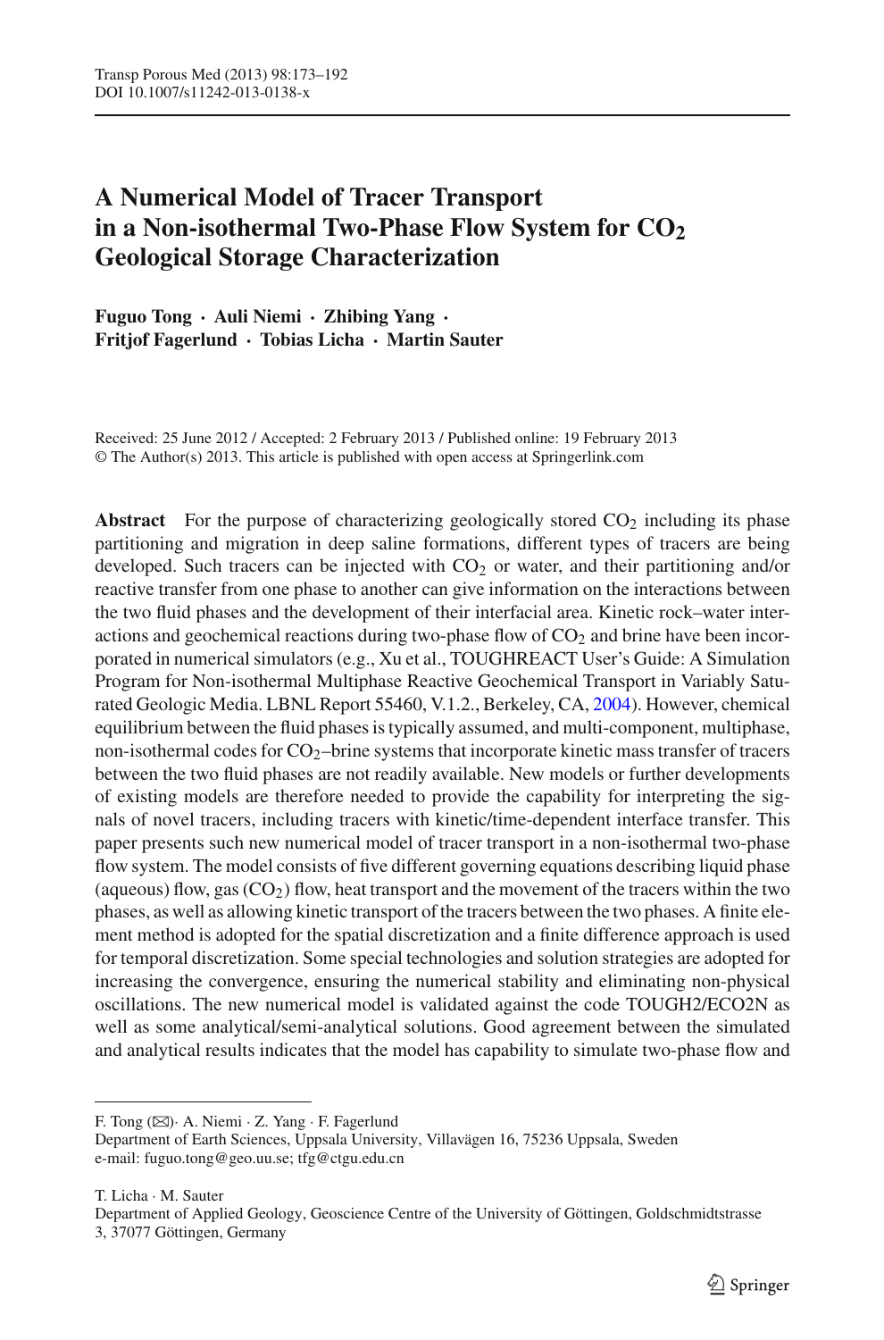# A Numerical Model of Tracer Transport in a Non-isothermal Two-Phase Flow System for $CO_2$ Geological Storage Characterization

**Fuguo Tong · Auli Niemi · Zhibing Yang · Fritjof Fagerlund · Tobias Licha · Martin Sauter**

Received: 25 June 2012 / Accepted: 2 February 2013 / Published online: 19 February 2013
© The Author(s) 2013. This article is published with open access at Springerlink.com

**Abstract** For the purpose of characterizing geologically stored $CO_2$ including its phase partitioning and migration in deep saline formations, different types of tracers are being developed. Such tracers can be injected with $CO_2$ or water, and their partitioning and/or reactive transfer from one phase to another can give information on the interactions between the two fluid phases and the development of their interfacial area. Kinetic rock–water interactions and geochemical reactions during two-phase flow of $CO_2$ and brine have been incorporated in numerical simulators (e.g., Xu et al., TOUGHREACT User's Guide: A Simulation Program for Non-isothermal Multiphase Reactive Geochemical Transport in Variably Saturated Geologic Media. LBNL Report 55460, V.1.2., Berkeley, CA, 2004). However, chemical equilibrium between the fluid phases is typically assumed, and multi-component, multiphase, non-isothermal codes for $CO_2$–brine systems that incorporate kinetic mass transfer of tracers between the two fluid phases are not readily available. New models or further developments of existing models are therefore needed to provide the capability for interpreting the signals of novel tracers, including tracers with kinetic/time-dependent interface transfer. This paper presents such new numerical model of tracer transport in a non-isothermal two-phase flow system. The model consists of five different governing equations describing liquid phase (aqueous) flow, gas ($CO_2$) flow, heat transport and the movement of the tracers within the two phases, as well as allowing kinetic transport of the tracers between the two phases. A finite element method is adopted for the spatial discretization and a finite difference approach is used for temporal discretization. Some special technologies and solution strategies are adopted for increasing the convergence, ensuring the numerical stability and eliminating non-physical oscillations. The new numerical model is validated against the code TOUGH2/ECO2N as well as some analytical/semi-analytical solutions. Good agreement between the simulated and analytical results indicates that the model has capability to simulate two-phase flow and

---

F. Tong (✉) · A. Niemi · Z. Yang · F. Fagerlund
Department of Earth Sciences, Uppsala University, Villavägen 16, 75236 Uppsala, Sweden
e-mail: fuguo.tong@geo.uu.se; tfg@ctgu.edu.cn

T. Licha · M. Sauter
Department of Applied Geology, Geoscience Centre of the University of Göttingen, Goldschmidtstrasse 3, 37077 Göttingen, Germany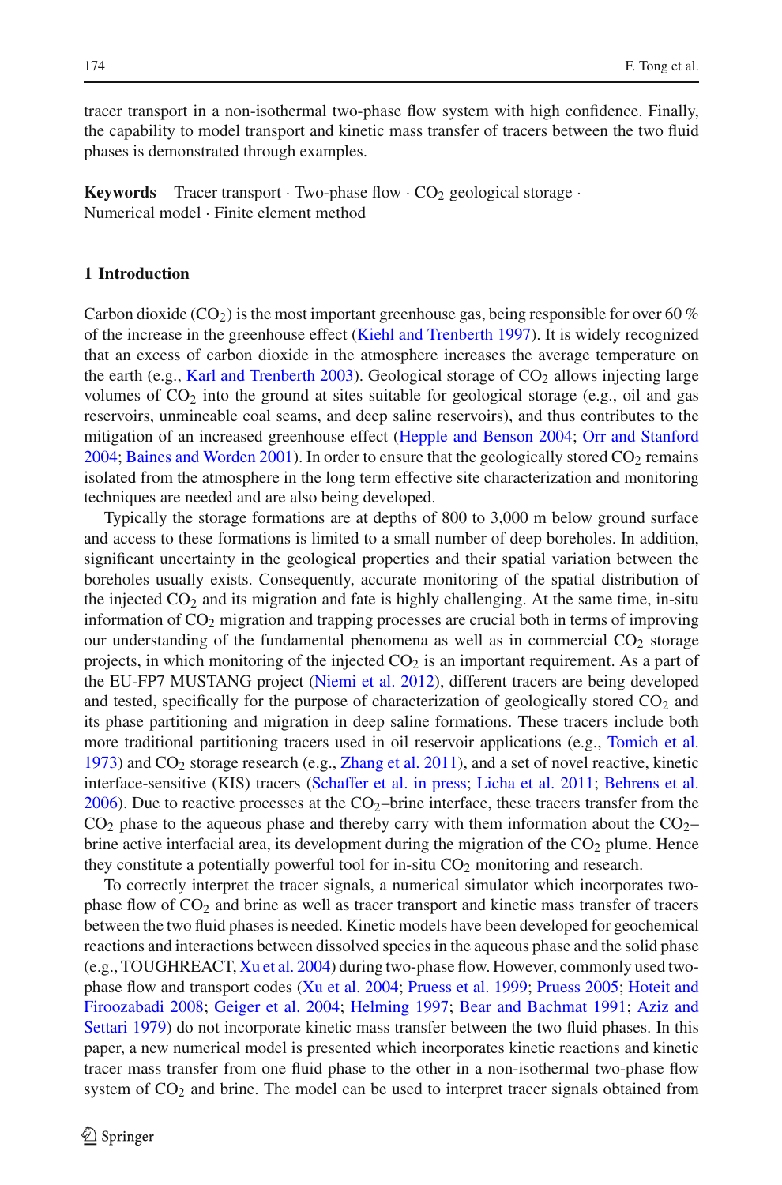tracer transport in a non-isothermal two-phase flow system with high confidence. Finally, the capability to model transport and kinetic mass transfer of tracers between the two fluid phases is demonstrated through examples.

**Keywords** Tracer transport · Two-phase flow · $CO_2$ geological storage · Numerical model · Finite element method

## 1 Introduction

Carbon dioxide ($CO_2$) is the most important greenhouse gas, being responsible for over 60 % of the increase in the greenhouse effect (Kiehl and Trenberth 1997). It is widely recognized that an excess of carbon dioxide in the atmosphere increases the average temperature on the earth (e.g., Karl and Trenberth 2003). Geological storage of $CO_2$ allows injecting large volumes of $CO_2$ into the ground at sites suitable for geological storage (e.g., oil and gas reservoirs, unmineable coal seams, and deep saline reservoirs), and thus contributes to the mitigation of an increased greenhouse effect (Hepple and Benson 2004; Orr and Stanford 2004; Baines and Worden 2001). In order to ensure that the geologically stored $CO_2$ remains isolated from the atmosphere in the long term effective site characterization and monitoring techniques are needed and are also being developed.

Typically the storage formations are at depths of 800 to 3,000 m below ground surface and access to these formations is limited to a small number of deep boreholes. In addition, significant uncertainty in the geological properties and their spatial variation between the boreholes usually exists. Consequently, accurate monitoring of the spatial distribution of the injected $CO_2$ and its migration and fate is highly challenging. At the same time, in-situ information of $CO_2$ migration and trapping processes are crucial both in terms of improving our understanding of the fundamental phenomena as well as in commercial $CO_2$ storage projects, in which monitoring of the injected $CO_2$ is an important requirement. As a part of the EU-FP7 MUSTANG project (Niemi et al. 2012), different tracers are being developed and tested, specifically for the purpose of characterization of geologically stored $CO_2$ and its phase partitioning and migration in deep saline formations. These tracers include both more traditional partitioning tracers used in oil reservoir applications (e.g., Tomich et al. 1973) and $CO_2$ storage research (e.g., Zhang et al. 2011), and a set of novel reactive, kinetic interface-sensitive (KIS) tracers (Schaffer et al. in press; Licha et al. 2011; Behrens et al. 2006). Due to reactive processes at the $CO_2$–brine interface, these tracers transfer from the $CO_2$ phase to the aqueous phase and thereby carry with them information about the $CO_2$–brine active interfacial area, its development during the migration of the $CO_2$ plume. Hence they constitute a potentially powerful tool for in-situ $CO_2$ monitoring and research.

To correctly interpret the tracer signals, a numerical simulator which incorporates two-phase flow of $CO_2$ and brine as well as tracer transport and kinetic mass transfer of tracers between the two fluid phases is needed. Kinetic models have been developed for geochemical reactions and interactions between dissolved species in the aqueous phase and the solid phase (e.g., TOUGHREACT, Xu et al. 2004) during two-phase flow. However, commonly used two-phase flow and transport codes (Xu et al. 2004; Pruess et al. 1999; Pruess 2005; Hoteit and Firoozabadi 2008; Geiger et al. 2004; Helming 1997; Bear and Bachmat 1991; Aziz and Settari 1979) do not incorporate kinetic mass transfer between the two fluid phases. In this paper, a new numerical model is presented which incorporates kinetic reactions and kinetic tracer mass transfer from one fluid phase to the other in a non-isothermal two-phase flow system of $CO_2$ and brine. The model can be used to interpret tracer signals obtained from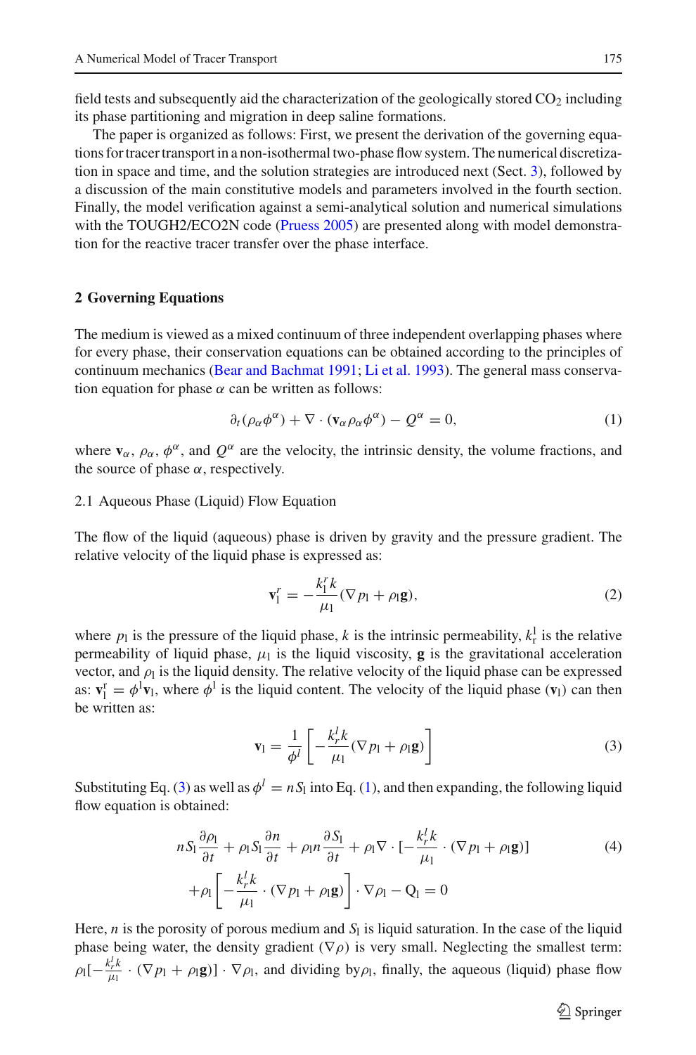field tests and subsequently aid the characterization of the geologically stored $CO_2$ including its phase partitioning and migration in deep saline formations.

The paper is organized as follows: First, we present the derivation of the governing equations for tracer transport in a non-isothermal two-phase flow system. The numerical discretization in space and time, and the solution strategies are introduced next (Sect. 3), followed by a discussion of the main constitutive models and parameters involved in the fourth section. Finally, the model verification against a semi-analytical solution and numerical simulations with the TOUGH2/ECO2N code (Pruess 2005) are presented along with model demonstration for the reactive tracer transfer over the phase interface.

## 2 Governing Equations

The medium is viewed as a mixed continuum of three independent overlapping phases where for every phase, their conservation equations can be obtained according to the principles of continuum mechanics (Bear and Bachmat 1991; Li et al. 1993). The general mass conservation equation for phase $\alpha$ can be written as follows:

$$\partial_t(\rho_\alpha \phi^\alpha) + \nabla \cdot (\mathbf{v}_\alpha \rho_\alpha \phi^\alpha) - Q^\alpha = 0, \tag{1}$$

where $\mathbf{v}_\alpha$, $\rho_\alpha$, $\phi^\alpha$, and $Q^\alpha$ are the velocity, the intrinsic density, the volume fractions, and the source of phase $\alpha$, respectively.

### 2.1 Aqueous Phase (Liquid) Flow Equation

The flow of the liquid (aqueous) phase is driven by gravity and the pressure gradient. The relative velocity of the liquid phase is expressed as:

$$\mathbf{v}_\mathrm{l}^r = -\frac{k_\mathrm{l}^r k}{\mu_\mathrm{l}}(\nabla p_\mathrm{l} + \rho_\mathrm{l}\mathbf{g}), \tag{2}$$

where $p_\mathrm{l}$ is the pressure of the liquid phase, $k$ is the intrinsic permeability, $k_\mathrm{r}^\mathrm{l}$ is the relative permeability of liquid phase, $\mu_\mathrm{l}$ is the liquid viscosity, $\mathbf{g}$ is the gravitational acceleration vector, and $\rho_\mathrm{l}$ is the liquid density. The relative velocity of the liquid phase can be expressed as: $\mathbf{v}_\mathrm{l}^\mathrm{r} = \phi^\mathrm{l}\mathbf{v}_\mathrm{l}$, where $\phi^\mathrm{l}$ is the liquid content. The velocity of the liquid phase ($\mathbf{v}_\mathrm{l}$) can then be written as:

$$\mathbf{v}_\mathrm{l} = \frac{1}{\phi^l}\left[-\frac{k_r^l k}{\mu_\mathrm{l}}(\nabla p_\mathrm{l} + \rho_\mathrm{l}\mathbf{g})\right] \tag{3}$$

Substituting Eq. (3) as well as $\phi^l = nS_\mathrm{l}$ into Eq. (1), and then expanding, the following liquid flow equation is obtained:

$$\begin{aligned} nS_\mathrm{l}\frac{\partial \rho_\mathrm{l}}{\partial t} + \rho_\mathrm{l} S_\mathrm{l}\frac{\partial n}{\partial t} + \rho_\mathrm{l} n\frac{\partial S_\mathrm{l}}{\partial t} + \rho_\mathrm{l}\nabla \cdot [-\frac{k_r^l k}{\mu_\mathrm{l}} \cdot (\nabla p_\mathrm{l} + \rho_\mathrm{l}\mathbf{g})] \\ + \rho_\mathrm{l}\left[-\frac{k_r^l k}{\mu_\mathrm{l}} \cdot (\nabla p_\mathrm{l} + \rho_\mathrm{l}\mathbf{g})\right] \cdot \nabla \rho_\mathrm{l} - \mathrm{Q}_\mathrm{l} = 0 \end{aligned} \tag{4}$$

Here, $n$ is the porosity of porous medium and $S_\mathrm{l}$ is liquid saturation. In the case of the liquid phase being water, the density gradient ($\nabla \rho$) is very small. Neglecting the smallest term: $\rho_\mathrm{l}[-\frac{k_r^l k}{\mu_\mathrm{l}} \cdot (\nabla p_\mathrm{l} + \rho_\mathrm{l}\mathbf{g})] \cdot \nabla \rho_\mathrm{l}$, and dividing by $\rho_\mathrm{l}$, finally, the aqueous (liquid) phase flow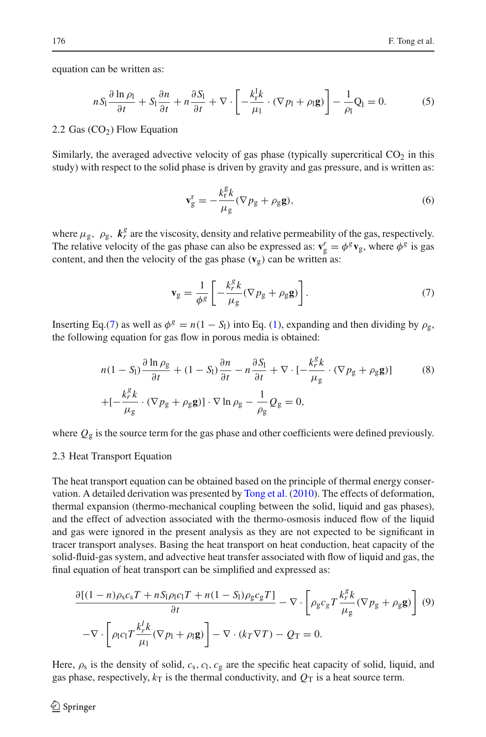equation can be written as:

$$nS_{\mathrm{l}}\frac{\partial \ln \rho_{\mathrm{l}}}{\partial t} + S_{\mathrm{l}}\frac{\partial n}{\partial t} + n\frac{\partial S_{\mathrm{l}}}{\partial t} + \nabla \cdot \left[-\frac{k_{\mathrm{r}}^{\mathrm{l}}k}{\mu_{\mathrm{l}}} \cdot (\nabla p_{\mathrm{l}} + \rho_{\mathrm{l}}\mathbf{g})\right] - \frac{1}{\rho_{\mathrm{l}}}\mathrm{Q}_{\mathrm{l}} = 0. \tag{5}$$

### 2.2 Gas ($CO_2$) Flow Equation

Similarly, the averaged advective velocity of gas phase (typically supercritical $CO_2$ in this study) with respect to the solid phase is driven by gravity and gas pressure, and is written as:

$$\mathbf{v}_{\mathrm{g}}^{\mathrm{r}} = -\frac{k_{\mathrm{r}}^{\mathrm{g}}k}{\mu_{\mathrm{g}}}(\nabla p_{\mathrm{g}} + \rho_{\mathrm{g}}\mathbf{g}), \tag{6}$$

where $\mu_{\mathrm{g}}$, $\rho_{\mathrm{g}}$, $\boldsymbol{k}_r^g$ are the viscosity, density and relative permeability of the gas, respectively. The relative velocity of the gas phase can also be expressed as: $\mathbf{v}_{\mathrm{g}}^r = \phi^g \mathbf{v}_{\mathrm{g}}$, where $\phi^g$ is gas content, and then the velocity of the gas phase ($\mathbf{v}_{\mathrm{g}}$) can be written as:

$$\mathbf{v}_{\mathrm{g}} = \frac{1}{\phi^g}\left[-\frac{k_r^g k}{\mu_{\mathrm{g}}}(\nabla p_{\mathrm{g}} + \rho_{\mathrm{g}}\mathbf{g})\right]. \tag{7}$$

Inserting Eq.(7) as well as $\phi^g = n(1 - S_{\mathrm{l}})$ into Eq. (1), expanding and then dividing by $\rho_{\mathrm{g}}$, the following equation for gas flow in porous media is obtained:

$$\begin{aligned} & n(1 - S_{\mathrm{l}})\frac{\partial \ln \rho_{\mathrm{g}}}{\partial t} + (1 - S_{\mathrm{l}})\frac{\partial n}{\partial t} - n\frac{\partial S_{\mathrm{l}}}{\partial t} + \nabla \cdot [-\frac{k_r^g k}{\mu_{\mathrm{g}}} \cdot (\nabla p_{\mathrm{g}} + \rho_{\mathrm{g}}\mathbf{g})] \\ & + [-\frac{k_r^g k}{\mu_{\mathrm{g}}} \cdot (\nabla p_{\mathrm{g}} + \rho_{\mathrm{g}}\mathbf{g})] \cdot \nabla \ln \rho_{\mathrm{g}} - \frac{1}{\rho_{\mathrm{g}}}Q_{\mathrm{g}} = 0, \end{aligned} \tag{8}$$

where $Q_{\mathrm{g}}$ is the source term for the gas phase and other coefficients were defined previously.

### 2.3 Heat Transport Equation

The heat transport equation can be obtained based on the principle of thermal energy conservation. A detailed derivation was presented by Tong et al. (2010). The effects of deformation, thermal expansion (thermo-mechanical coupling between the solid, liquid and gas phases), and the effect of advection associated with the thermo-osmosis induced flow of the liquid and gas were ignored in the present analysis as they are not expected to be significant in tracer transport analyses. Basing the heat transport on heat conduction, heat capacity of the solid-fluid-gas system, and advective heat transfer associated with flow of liquid and gas, the final equation of heat transport can be simplified and expressed as:

$$\begin{aligned} & \frac{\partial[(1 - n)\rho_{\mathrm{s}}c_{\mathrm{s}}T + nS_{\mathrm{l}}\rho_{\mathrm{l}}c_{\mathrm{l}}T + n(1 - S_{\mathrm{l}})\rho_{\mathrm{g}}c_{\mathrm{g}}T]}{\partial t} - \nabla \cdot \left[\rho_{\mathrm{g}}c_g T\frac{k_r^g k}{\mu_{\mathrm{g}}}(\nabla p_{\mathrm{g}} + \rho_{\mathrm{g}}\mathbf{g})\right] \\ & - \nabla \cdot \left[\rho_{\mathrm{l}}c_{\mathrm{l}}T\frac{k_r^l k}{\mu_{\mathrm{l}}}(\nabla p_{\mathrm{l}} + \rho_{\mathrm{l}}\mathbf{g})\right] - \nabla \cdot (k_T \nabla T) - Q_{\mathrm{T}} = 0. \end{aligned} \tag{9}$$

Here, $\rho_{\mathrm{s}}$ is the density of solid, $c_{\mathrm{s}}$, $c_{\mathrm{l}}$, $c_{\mathrm{g}}$ are the specific heat capacity of solid, liquid, and gas phase, respectively, $k_{\mathrm{T}}$ is the thermal conductivity, and $Q_{\mathrm{T}}$ is a heat source term.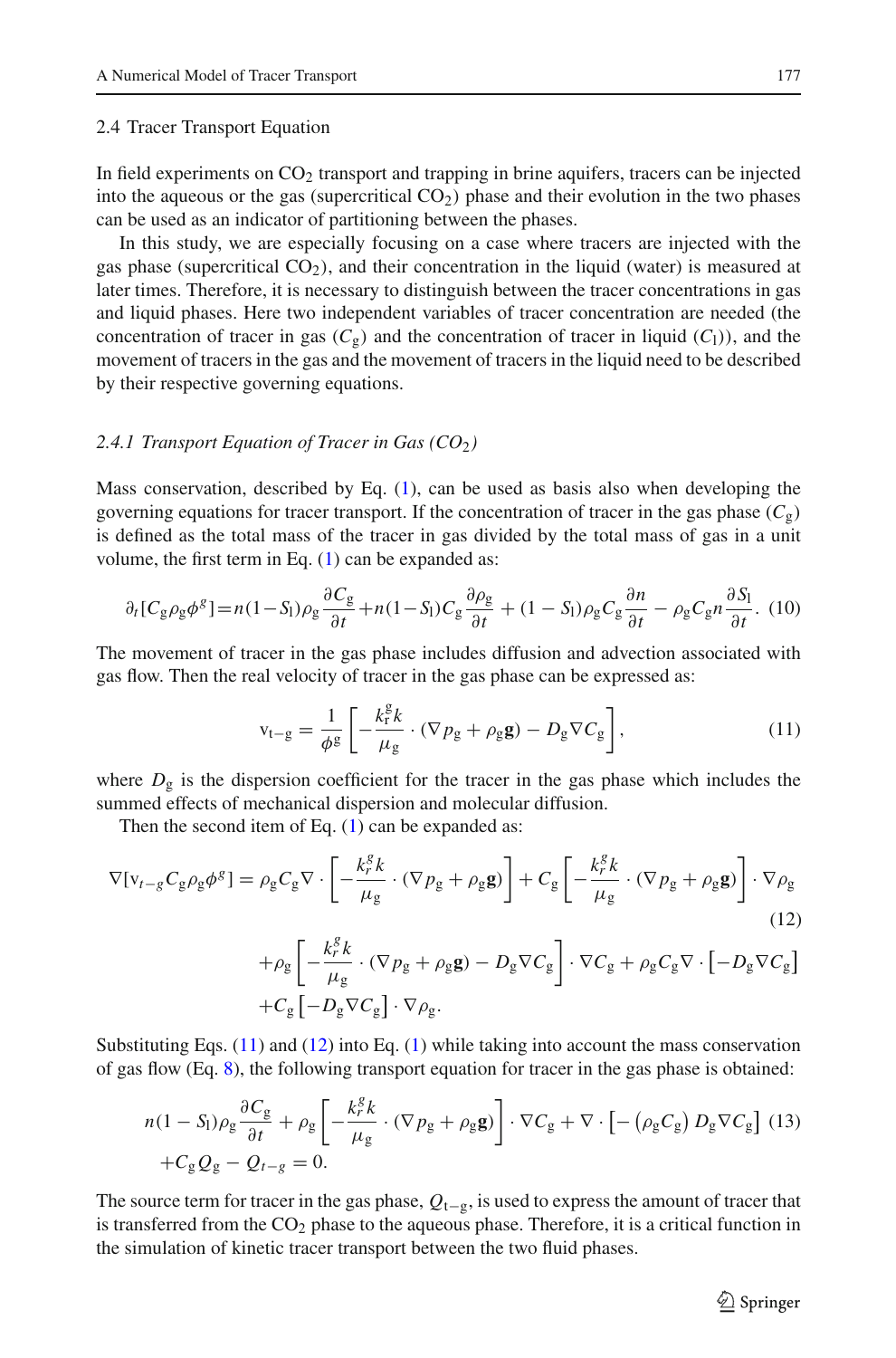### 2.4 Tracer Transport Equation

In field experiments on $CO_2$ transport and trapping in brine aquifers, tracers can be injected into the aqueous or the gas (supercritical $CO_2$) phase and their evolution in the two phases can be used as an indicator of partitioning between the phases.

In this study, we are especially focusing on a case where tracers are injected with the gas phase (supercritical $CO_2$), and their concentration in the liquid (water) is measured at later times. Therefore, it is necessary to distinguish between the tracer concentrations in gas and liquid phases. Here two independent variables of tracer concentration are needed (the concentration of tracer in gas ($C_g$) and the concentration of tracer in liquid ($C_l$)), and the movement of tracers in the gas and the movement of tracers in the liquid need to be described by their respective governing equations.

#### *2.4.1 Transport Equation of Tracer in Gas ($CO_2$)*

Mass conservation, described by Eq. (1), can be used as basis also when developing the governing equations for tracer transport. If the concentration of tracer in the gas phase ($C_g$) is defined as the total mass of the tracer in gas divided by the total mass of gas in a unit volume, the first term in Eq. (1) can be expanded as:

$$\partial_t[C_g\rho_g\phi^g]=n(1-S_l)\rho_g\frac{\partial C_g}{\partial t}+n(1-S_l)C_g\frac{\partial \rho_g}{\partial t}+(1-S_l)\rho_g C_g\frac{\partial n}{\partial t}-\rho_g C_g n\frac{\partial S_l}{\partial t}. \tag{10}$$

The movement of tracer in the gas phase includes diffusion and advection associated with gas flow. Then the real velocity of tracer in the gas phase can be expressed as:

$$\mathrm{v}_{t-g}=\frac{1}{\phi^g}\left[-\frac{k_r^g k}{\mu_g}\cdot(\nabla p_g+\rho_g\mathbf{g})-D_g\nabla C_g\right], \tag{11}$$

where $D_g$ is the dispersion coefficient for the tracer in the gas phase which includes the summed effects of mechanical dispersion and molecular diffusion.

Then the second item of Eq. (1) can be expanded as:

$$\begin{aligned}\nabla[\mathrm{v}_{t-g}C_g\rho_g\phi^g] &= \rho_g C_g\nabla\cdot\left[-\frac{k_r^g k}{\mu_g}\cdot(\nabla p_g+\rho_g\mathbf{g})\right]+C_g\left[-\frac{k_r^g k}{\mu_g}\cdot(\nabla p_g+\rho_g\mathbf{g})\right]\cdot\nabla\rho_g \\ &\quad+\rho_g\left[-\frac{k_r^g k}{\mu_g}\cdot(\nabla p_g+\rho_g\mathbf{g})-D_g\nabla C_g\right]\cdot\nabla C_g+\rho_g C_g\nabla\cdot\left[-D_g\nabla C_g\right] \\ &\quad+C_g\left[-D_g\nabla C_g\right]\cdot\nabla\rho_g.\end{aligned} \tag{12}$$

Substituting Eqs. (11) and (12) into Eq. (1) while taking into account the mass conservation of gas flow (Eq. 8), the following transport equation for tracer in the gas phase is obtained:

$$\begin{aligned}&n(1-S_l)\rho_g\frac{\partial C_g}{\partial t}+\rho_g\left[-\frac{k_r^g k}{\mu_g}\cdot(\nabla p_g+\rho_g\mathbf{g})\right]\cdot\nabla C_g+\nabla\cdot\left[-\left(\rho_g C_g\right)D_g\nabla C_g\right] \\ &+C_g Q_g-Q_{t-g}=0.\end{aligned} \tag{13}$$

The source term for tracer in the gas phase, $Q_{t-g}$, is used to express the amount of tracer that is transferred from the $CO_2$ phase to the aqueous phase. Therefore, it is a critical function in the simulation of kinetic tracer transport between the two fluid phases.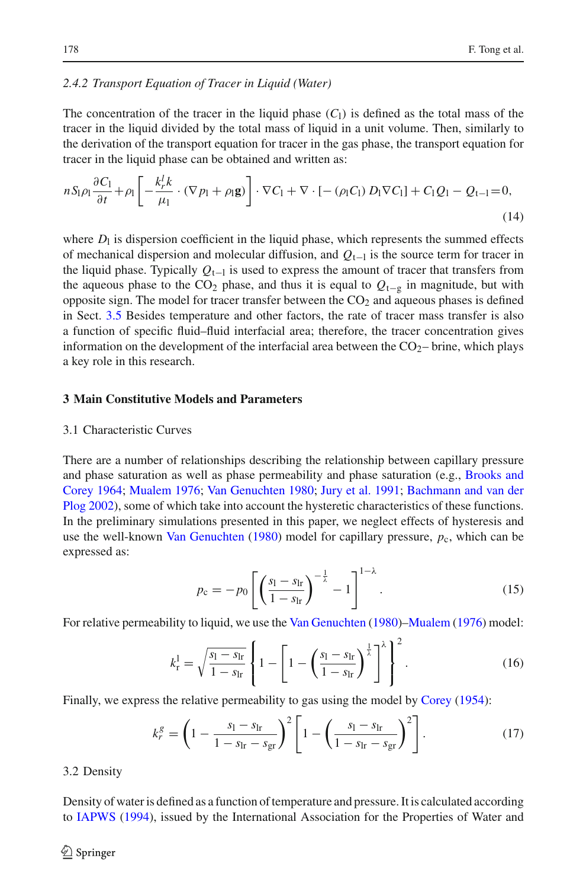*2.4.2 Transport Equation of Tracer in Liquid (Water)*

The concentration of the tracer in the liquid phase ($C_\mathrm{l}$) is defined as the total mass of the tracer in the liquid divided by the total mass of liquid in a unit volume. Then, similarly to the derivation of the transport equation for tracer in the gas phase, the transport equation for tracer in the liquid phase can be obtained and written as:

$$nS_\mathrm{l}\rho_\mathrm{l}\frac{\partial C_\mathrm{l}}{\partial t}+\rho_\mathrm{l}\left[-\frac{k_r^l k}{\mu_\mathrm{l}}\cdot(\nabla p_\mathrm{l}+\rho_\mathrm{l}\mathbf{g})\right]\cdot\nabla C_\mathrm{l}+\nabla\cdot[-(\rho_\mathrm{l}C_\mathrm{l})\,D_\mathrm{l}\nabla C_\mathrm{l}]+C_\mathrm{l}Q_\mathrm{l}-Q_{\mathrm{t-l}}=0, \tag{14}$$

where $D_\mathrm{l}$ is dispersion coefficient in the liquid phase, which represents the summed effects of mechanical dispersion and molecular diffusion, and $Q_{\mathrm{t-l}}$ is the source term for tracer in the liquid phase. Typically $Q_{\mathrm{t-l}}$ is used to express the amount of tracer that transfers from the aqueous phase to the $CO_2$ phase, and thus it is equal to $Q_{\mathrm{t-g}}$ in magnitude, but with opposite sign. The model for tracer transfer between the $CO_2$ and aqueous phases is defined in Sect. 3.5 Besides temperature and other factors, the rate of tracer mass transfer is also a function of specific fluid–fluid interfacial area; therefore, the tracer concentration gives information on the development of the interfacial area between the $CO_2$– brine, which plays a key role in this research.

## 3 Main Constitutive Models and Parameters

### 3.1 Characteristic Curves

There are a number of relationships describing the relationship between capillary pressure and phase saturation as well as phase permeability and phase saturation (e.g., Brooks and Corey 1964; Mualem 1976; Van Genuchten 1980; Jury et al. 1991; Bachmann and van der Plog 2002), some of which take into account the hysteretic characteristics of these functions. In the preliminary simulations presented in this paper, we neglect effects of hysteresis and use the well-known Van Genuchten (1980) model for capillary pressure, $p_\mathrm{c}$, which can be expressed as:

$$p_\mathrm{c}=-p_0\left[\left(\frac{s_\mathrm{l}-s_\mathrm{lr}}{1-s_\mathrm{lr}}\right)^{-\frac{1}{\lambda}}-1\right]^{1-\lambda}. \tag{15}$$

For relative permeability to liquid, we use the Van Genuchten (1980)–Mualem (1976) model:

$$k_\mathrm{r}^\mathrm{l}=\sqrt{\frac{s_\mathrm{l}-s_\mathrm{lr}}{1-s_\mathrm{lr}}}\left\{1-\left[1-\left(\frac{s_\mathrm{l}-s_\mathrm{lr}}{1-s_\mathrm{lr}}\right)^{\frac{1}{\lambda}}\right]^{\lambda}\right\}^2. \tag{16}$$

Finally, we express the relative permeability to gas using the model by Corey (1954):

$$k_r^g=\left(1-\frac{s_\mathrm{l}-s_\mathrm{lr}}{1-s_\mathrm{lr}-s_\mathrm{gr}}\right)^2\left[1-\left(\frac{s_\mathrm{l}-s_\mathrm{lr}}{1-s_\mathrm{lr}-s_\mathrm{gr}}\right)^2\right]. \tag{17}$$

### 3.2 Density

Density of water is defined as a function of temperature and pressure. It is calculated according to IAPWS (1994), issued by the International Association for the Properties of Water and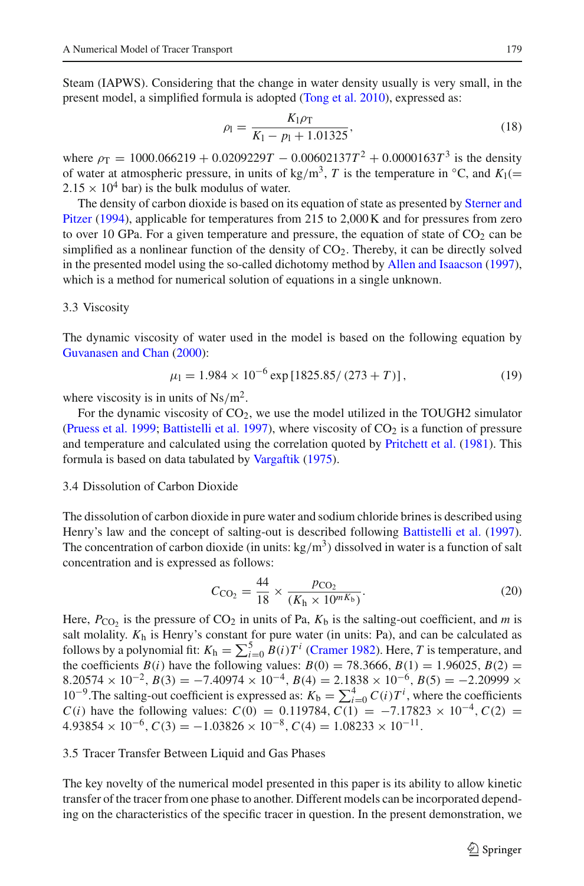Steam (IAPWS). Considering that the change in water density usually is very small, in the present model, a simplified formula is adopted (Tong et al. 2010), expressed as:

$$\rho_l = \frac{K_l \rho_T}{K_l - p_l + 1.01325}, \tag{18}$$

where $\rho_T = 1000.066219 + 0.0209229T - 0.00602137T^2 + 0.0000163T^3$ is the density of water at atmospheric pressure, in units of $kg/m^3$, $T$ is the temperature in °C, and $K_l (= 2.15 \times 10^4$ bar) is the bulk modulus of water.

The density of carbon dioxide is based on its equation of state as presented by Sterner and Pitzer (1994), applicable for temperatures from 215 to 2,000 K and for pressures from zero to over 10 GPa. For a given temperature and pressure, the equation of state of $CO_2$ can be simplified as a nonlinear function of the density of $CO_2$. Thereby, it can be directly solved in the presented model using the so-called dichotomy method by Allen and Isaacson (1997), which is a method for numerical solution of equations in a single unknown.

### 3.3 Viscosity

The dynamic viscosity of water used in the model is based on the following equation by Guvanasen and Chan (2000):

$$\mu_l = 1.984 \times 10^{-6} \exp\left[1825.85/(273 + T)\right], \tag{19}$$

where viscosity is in units of $Ns/m^2$.

For the dynamic viscosity of $CO_2$, we use the model utilized in the TOUGH2 simulator (Pruess et al. 1999; Battistelli et al. 1997), where viscosity of $CO_2$ is a function of pressure and temperature and calculated using the correlation quoted by Pritchett et al. (1981). This formula is based on data tabulated by Vargaftik (1975).

### 3.4 Dissolution of Carbon Dioxide

The dissolution of carbon dioxide in pure water and sodium chloride brines is described using Henry's law and the concept of salting-out is described following Battistelli et al. (1997). The concentration of carbon dioxide (in units: $kg/m^3$) dissolved in water is a function of salt concentration and is expressed as follows:

$$C_{CO_2} = \frac{44}{18} \times \frac{p_{CO_2}}{(K_h \times 10^{mK_b})}. \tag{20}$$

Here, $P_{CO_2}$ is the pressure of $CO_2$ in units of Pa, $K_b$ is the salting-out coefficient, and $m$ is salt molality. $K_h$ is Henry's constant for pure water (in units: Pa), and can be calculated as follows by a polynomial fit: $K_h = \sum_{i=0}^{5} B(i)T^i$ (Cramer 1982). Here, $T$ is temperature, and the coefficients $B(i)$ have the following values: $B(0) = 78.3666$, $B(1) = 1.96025$, $B(2) = 8.20574 \times 10^{-2}$, $B(3) = -7.40974 \times 10^{-4}$, $B(4) = 2.1838 \times 10^{-6}$, $B(5) = -2.20999 \times 10^{-9}$. The salting-out coefficient is expressed as: $K_b = \sum_{i=0}^{4} C(i)T^i$, where the coefficients $C(i)$ have the following values: $C(0) = 0.119784$, $C(1) = -7.17823 \times 10^{-4}$, $C(2) = 4.93854 \times 10^{-6}$, $C(3) = -1.03826 \times 10^{-8}$, $C(4) = 1.08233 \times 10^{-11}$.

### 3.5 Tracer Transfer Between Liquid and Gas Phases

The key novelty of the numerical model presented in this paper is its ability to allow kinetic transfer of the tracer from one phase to another. Different models can be incorporated depending on the characteristics of the specific tracer in question. In the present demonstration, we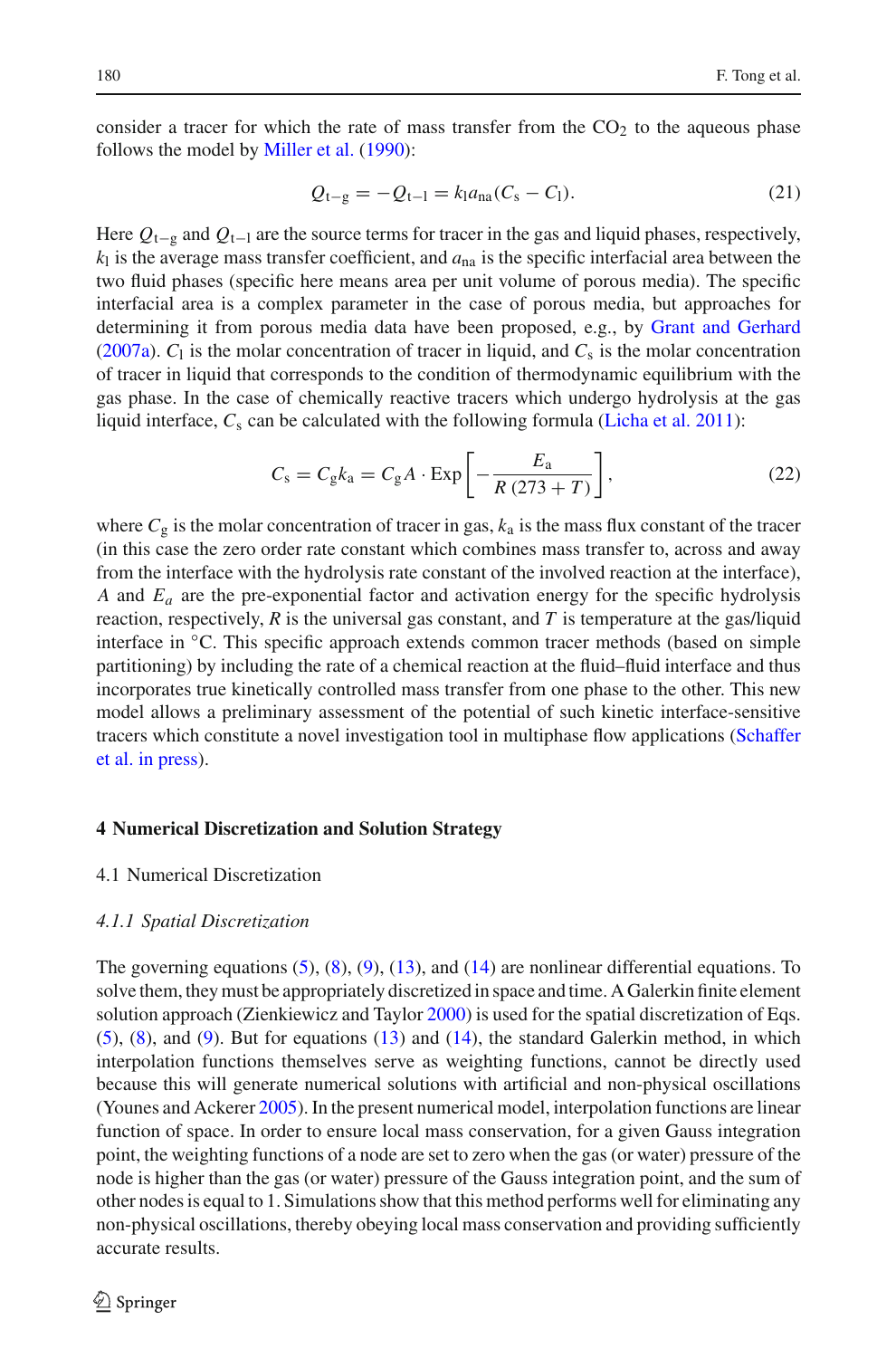consider a tracer for which the rate of mass transfer from the $CO_2$ to the aqueous phase follows the model by Miller et al. (1990):

$$Q_{t-g} = -Q_{t-l} = k_l a_{na}(C_s - C_l). \tag{21}$$

Here $Q_{t-g}$ and $Q_{t-l}$ are the source terms for tracer in the gas and liquid phases, respectively, $k_l$ is the average mass transfer coefficient, and $a_{na}$ is the specific interfacial area between the two fluid phases (specific here means area per unit volume of porous media). The specific interfacial area is a complex parameter in the case of porous media, but approaches for determining it from porous media data have been proposed, e.g., by Grant and Gerhard (2007a). $C_l$ is the molar concentration of tracer in liquid, and $C_s$ is the molar concentration of tracer in liquid that corresponds to the condition of thermodynamic equilibrium with the gas phase. In the case of chemically reactive tracers which undergo hydrolysis at the gas liquid interface, $C_s$ can be calculated with the following formula (Licha et al. 2011):

$$C_s = C_g k_a = C_g A \cdot \text{Exp}\left[-\frac{E_a}{R\,(273 + T)}\right], \tag{22}$$

where $C_g$ is the molar concentration of tracer in gas, $k_a$ is the mass flux constant of the tracer (in this case the zero order rate constant which combines mass transfer to, across and away from the interface with the hydrolysis rate constant of the involved reaction at the interface), $A$ and $E_a$ are the pre-exponential factor and activation energy for the specific hydrolysis reaction, respectively, $R$ is the universal gas constant, and $T$ is temperature at the gas/liquid interface in °C. This specific approach extends common tracer methods (based on simple partitioning) by including the rate of a chemical reaction at the fluid–fluid interface and thus incorporates true kinetically controlled mass transfer from one phase to the other. This new model allows a preliminary assessment of the potential of such kinetic interface-sensitive tracers which constitute a novel investigation tool in multiphase flow applications (Schaffer et al. in press).

## 4 Numerical Discretization and Solution Strategy

### 4.1 Numerical Discretization

#### *4.1.1 Spatial Discretization*

The governing equations (5), (8), (9), (13), and (14) are nonlinear differential equations. To solve them, they must be appropriately discretized in space and time. A Galerkin finite element solution approach (Zienkiewicz and Taylor 2000) is used for the spatial discretization of Eqs. (5), (8), and (9). But for equations (13) and (14), the standard Galerkin method, in which interpolation functions themselves serve as weighting functions, cannot be directly used because this will generate numerical solutions with artificial and non-physical oscillations (Younes and Ackerer 2005). In the present numerical model, interpolation functions are linear function of space. In order to ensure local mass conservation, for a given Gauss integration point, the weighting functions of a node are set to zero when the gas (or water) pressure of the node is higher than the gas (or water) pressure of the Gauss integration point, and the sum of other nodes is equal to 1. Simulations show that this method performs well for eliminating any non-physical oscillations, thereby obeying local mass conservation and providing sufficiently accurate results.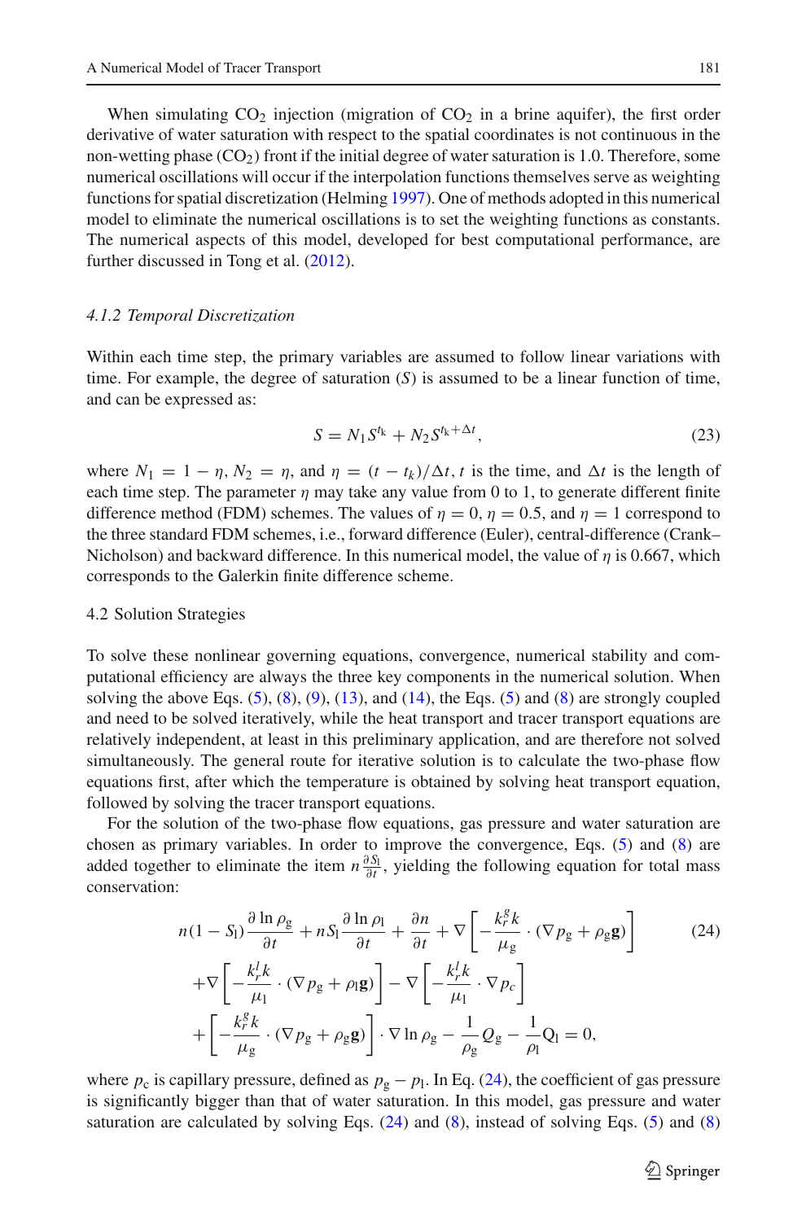When simulating $CO_2$ injection (migration of $CO_2$ in a brine aquifer), the first order derivative of water saturation with respect to the spatial coordinates is not continuous in the non-wetting phase ($CO_2$) front if the initial degree of water saturation is 1.0. Therefore, some numerical oscillations will occur if the interpolation functions themselves serve as weighting functions for spatial discretization (Helming 1997). One of methods adopted in this numerical model to eliminate the numerical oscillations is to set the weighting functions as constants. The numerical aspects of this model, developed for best computational performance, are further discussed in Tong et al. (2012).

#### *4.1.2 Temporal Discretization*

Within each time step, the primary variables are assumed to follow linear variations with time. For example, the degree of saturation ($S$) is assumed to be a linear function of time, and can be expressed as:

$$S = N_1 S^{t_k} + N_2 S^{t_k + \Delta t}, \tag{23}$$

where $N_1 = 1 - \eta$, $N_2 = \eta$, and $\eta = (t - t_k)/\Delta t$, $t$ is the time, and $\Delta t$ is the length of each time step. The parameter $\eta$ may take any value from 0 to 1, to generate different finite difference method (FDM) schemes. The values of $\eta = 0$, $\eta = 0.5$, and $\eta = 1$ correspond to the three standard FDM schemes, i.e., forward difference (Euler), central-difference (Crank–Nicholson) and backward difference. In this numerical model, the value of $\eta$ is 0.667, which corresponds to the Galerkin finite difference scheme.

### 4.2 Solution Strategies

To solve these nonlinear governing equations, convergence, numerical stability and computational efficiency are always the three key components in the numerical solution. When solving the above Eqs. (5), (8), (9), (13), and (14), the Eqs. (5) and (8) are strongly coupled and need to be solved iteratively, while the heat transport and tracer transport equations are relatively independent, at least in this preliminary application, and are therefore not solved simultaneously. The general route for iterative solution is to calculate the two-phase flow equations first, after which the temperature is obtained by solving heat transport equation, followed by solving the tracer transport equations.

For the solution of the two-phase flow equations, gas pressure and water saturation are chosen as primary variables. In order to improve the convergence, Eqs. (5) and (8) are added together to eliminate the item $n\frac{\partial S_l}{\partial t}$, yielding the following equation for total mass conservation:

$$\begin{aligned} & n(1 - S_l)\frac{\partial \ln \rho_g}{\partial t} + nS_l \frac{\partial \ln \rho_l}{\partial t} + \frac{\partial n}{\partial t} + \nabla \left[ -\frac{k_r^g k}{\mu_g} \cdot (\nabla p_g + \rho_g \mathbf{g}) \right] \\ & + \nabla \left[ -\frac{k_r^l k}{\mu_l} \cdot (\nabla p_g + \rho_l \mathbf{g}) \right] - \nabla \left[ -\frac{k_r^l k}{\mu_l} \cdot \nabla p_c \right] \\ & + \left[ -\frac{k_r^g k}{\mu_g} \cdot (\nabla p_g + \rho_g \mathbf{g}) \right] \cdot \nabla \ln \rho_g - \frac{1}{\rho_g} Q_g - \frac{1}{\rho_l} Q_l = 0, \end{aligned} \tag{24}$$

where $p_c$ is capillary pressure, defined as $p_g - p_l$. In Eq. (24), the coefficient of gas pressure is significantly bigger than that of water saturation. In this model, gas pressure and water saturation are calculated by solving Eqs. (24) and (8), instead of solving Eqs. (5) and (8)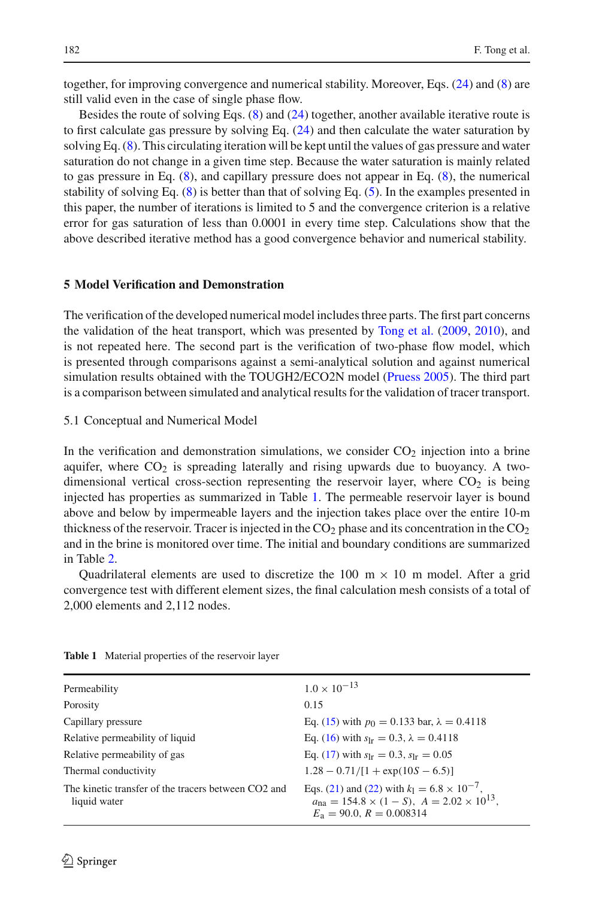together, for improving convergence and numerical stability. Moreover, Eqs. (24) and (8) are still valid even in the case of single phase flow.

Besides the route of solving Eqs. (8) and (24) together, another available iterative route is to first calculate gas pressure by solving Eq. (24) and then calculate the water saturation by solving Eq. (8). This circulating iteration will be kept until the values of gas pressure and water saturation do not change in a given time step. Because the water saturation is mainly related to gas pressure in Eq. (8), and capillary pressure does not appear in Eq. (8), the numerical stability of solving Eq. (8) is better than that of solving Eq. (5). In the examples presented in this paper, the number of iterations is limited to 5 and the convergence criterion is a relative error for gas saturation of less than 0.0001 in every time step. Calculations show that the above described iterative method has a good convergence behavior and numerical stability.

## 5 Model Verification and Demonstration

The verification of the developed numerical model includes three parts. The first part concerns the validation of the heat transport, which was presented by Tong et al. (2009, 2010), and is not repeated here. The second part is the verification of two-phase flow model, which is presented through comparisons against a semi-analytical solution and against numerical simulation results obtained with the TOUGH2/ECO2N model (Pruess 2005). The third part is a comparison between simulated and analytical results for the validation of tracer transport.

### 5.1 Conceptual and Numerical Model

In the verification and demonstration simulations, we consider $CO_2$ injection into a brine aquifer, where $CO_2$ is spreading laterally and rising upwards due to buoyancy. A two-dimensional vertical cross-section representing the reservoir layer, where $CO_2$ is being injected has properties as summarized in Table 1. The permeable reservoir layer is bound above and below by impermeable layers and the injection takes place over the entire 10-m thickness of the reservoir. Tracer is injected in the $CO_2$ phase and its concentration in the $CO_2$ and in the brine is monitored over time. The initial and boundary conditions are summarized in Table 2.

Quadrilateral elements are used to discretize the 100 m $\times$ 10 m model. After a grid convergence test with different element sizes, the final calculation mesh consists of a total of 2,000 elements and 2,112 nodes.

**Table 1** Material properties of the reservoir layer

| | |
|---|---|
| Permeability | $1.0 \times 10^{-13}$ |
| Porosity | 0.15 |
| Capillary pressure | Eq. (15) with $p_0 = 0.133$ bar, $\lambda = 0.4118$ |
| Relative permeability of liquid | Eq. (16) with $s_{lr} = 0.3$, $\lambda = 0.4118$ |
| Relative permeability of gas | Eq. (17) with $s_{lr} = 0.3$, $s_{lr} = 0.05$ |
| Thermal conductivity | $1.28 - 0.71/[1 + \exp(10S - 6.5)]$ |
| The kinetic transfer of the tracers between CO2 and liquid water | Eqs. (21) and (22) with $k_l = 6.8 \times 10^{-7}$, $a_{na} = 154.8 \times (1 - S)$, $A = 2.02 \times 10^{13}$, $E_a = 90.0$, $R = 0.008314$ |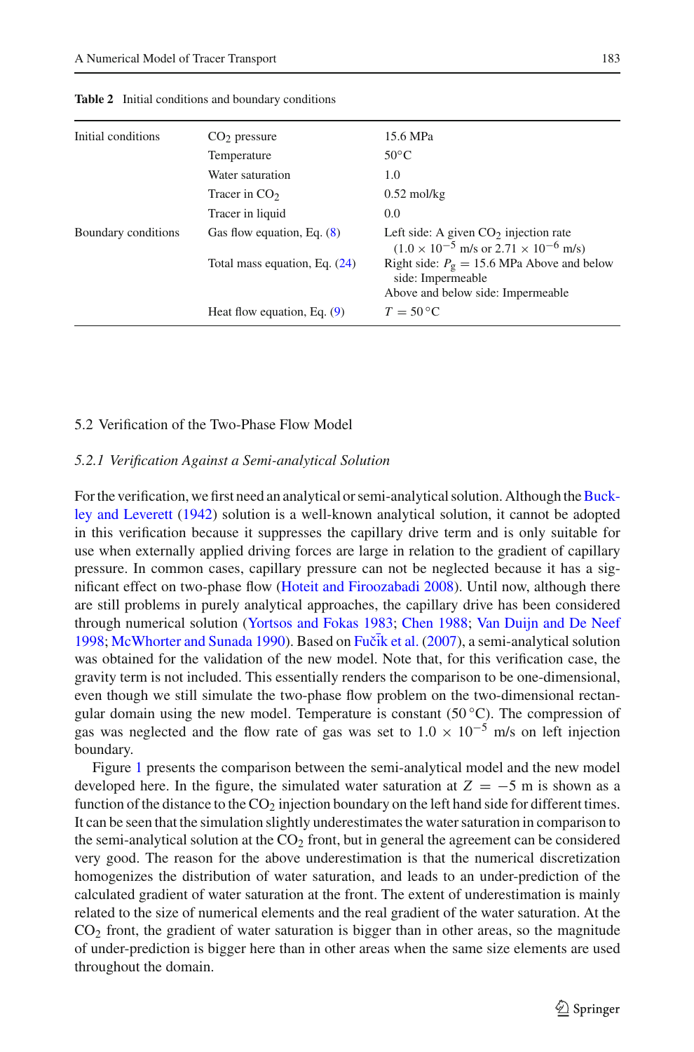**Table 2** Initial conditions and boundary conditions

| | | |
|---|---|---|
| Initial conditions | $CO_2$ pressure | 15.6 MPa |
| | Temperature | 50°C |
| | Water saturation | 1.0 |
| | Tracer in $CO_2$ | 0.52 mol/kg |
| | Tracer in liquid | 0.0 |
| Boundary conditions | Gas flow equation, Eq. (8) | Left side: A given $CO_2$ injection rate ($1.0 \times 10^{-5}$ m/s or $2.71 \times 10^{-6}$ m/s) |
| | Total mass equation, Eq. (24) | Right side: $P_g = 15.6$ MPa Above and below side: Impermeable<br>Above and below side: Impermeable |
| | Heat flow equation, Eq. (9) | $T = 50\,°C$ |

## 5.2 Verification of the Two-Phase Flow Model

### *5.2.1 Verification Against a Semi-analytical Solution*

For the verification, we first need an analytical or semi-analytical solution. Although the Buckley and Leverett (1942) solution is a well-known analytical solution, it cannot be adopted in this verification because it suppresses the capillary drive term and is only suitable for use when externally applied driving forces are large in relation to the gradient of capillary pressure. In common cases, capillary pressure can not be neglected because it has a significant effect on two-phase flow (Hoteit and Firoozabadi 2008). Until now, although there are still problems in purely analytical approaches, the capillary drive has been considered through numerical solution (Yortsos and Fokas 1983; Chen 1988; Van Duijn and De Neef 1998; McWhorter and Sunada 1990). Based on Fučík et al. (2007), a semi-analytical solution was obtained for the validation of the new model. Note that, for this verification case, the gravity term is not included. This essentially renders the comparison to be one-dimensional, even though we still simulate the two-phase flow problem on the two-dimensional rectangular domain using the new model. Temperature is constant (50 °C). The compression of gas was neglected and the flow rate of gas was set to $1.0 \times 10^{-5}$ m/s on left injection boundary.

Figure 1 presents the comparison between the semi-analytical model and the new model developed here. In the figure, the simulated water saturation at $Z = -5$ m is shown as a function of the distance to the $CO_2$ injection boundary on the left hand side for different times. It can be seen that the simulation slightly underestimates the water saturation in comparison to the semi-analytical solution at the $CO_2$ front, but in general the agreement can be considered very good. The reason for the above underestimation is that the numerical discretization homogenizes the distribution of water saturation, and leads to an under-prediction of the calculated gradient of water saturation at the front. The extent of underestimation is mainly related to the size of numerical elements and the real gradient of the water saturation. At the $CO_2$ front, the gradient of water saturation is bigger than in other areas, so the magnitude of under-prediction is bigger here than in other areas when the same size elements are used throughout the domain.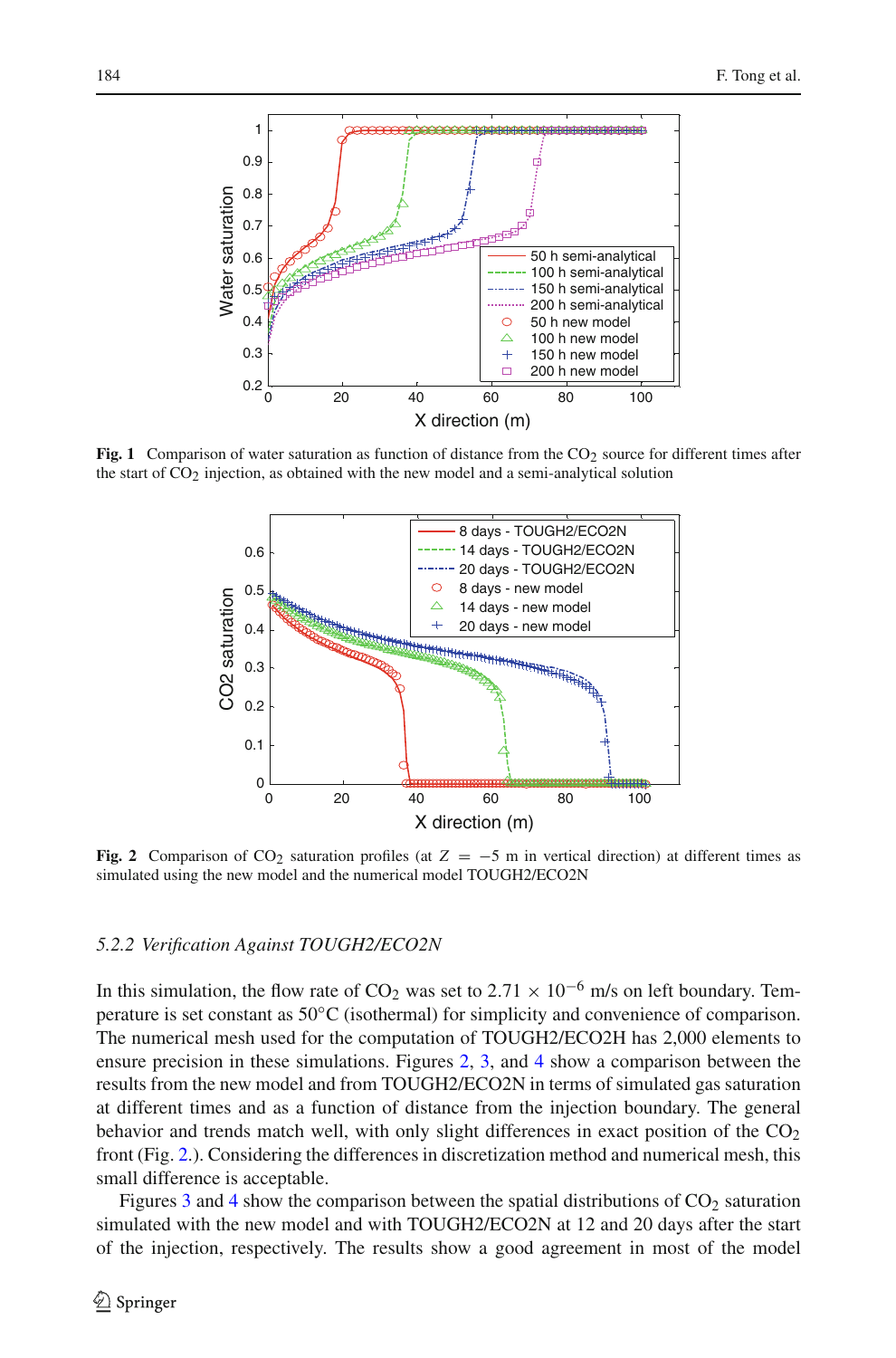**Fig. 1** Comparison of water saturation as function of distance from the $CO_2$ source for different times after the start of $CO_2$ injection, as obtained with the new model and a semi-analytical solution

**Fig. 2** Comparison of $CO_2$ saturation profiles (at $Z = -5$ m in vertical direction) at different times as simulated using the new model and the numerical model TOUGH2/ECO2N

### *5.2.2 Verification Against TOUGH2/ECO2N*

In this simulation, the flow rate of $CO_2$ was set to $2.71 \times 10^{-6}$ m/s on left boundary. Temperature is set constant as 50°C (isothermal) for simplicity and convenience of comparison. The numerical mesh used for the computation of TOUGH2/ECO2H has 2,000 elements to ensure precision in these simulations. Figures 2, 3, and 4 show a comparison between the results from the new model and from TOUGH2/ECO2N in terms of simulated gas saturation at different times and as a function of distance from the injection boundary. The general behavior and trends match well, with only slight differences in exact position of the $CO_2$ front (Fig. 2.). Considering the differences in discretization method and numerical mesh, this small difference is acceptable.

Figures 3 and 4 show the comparison between the spatial distributions of $CO_2$ saturation simulated with the new model and with TOUGH2/ECO2N at 12 and 20 days after the start of the injection, respectively. The results show a good agreement in most of the model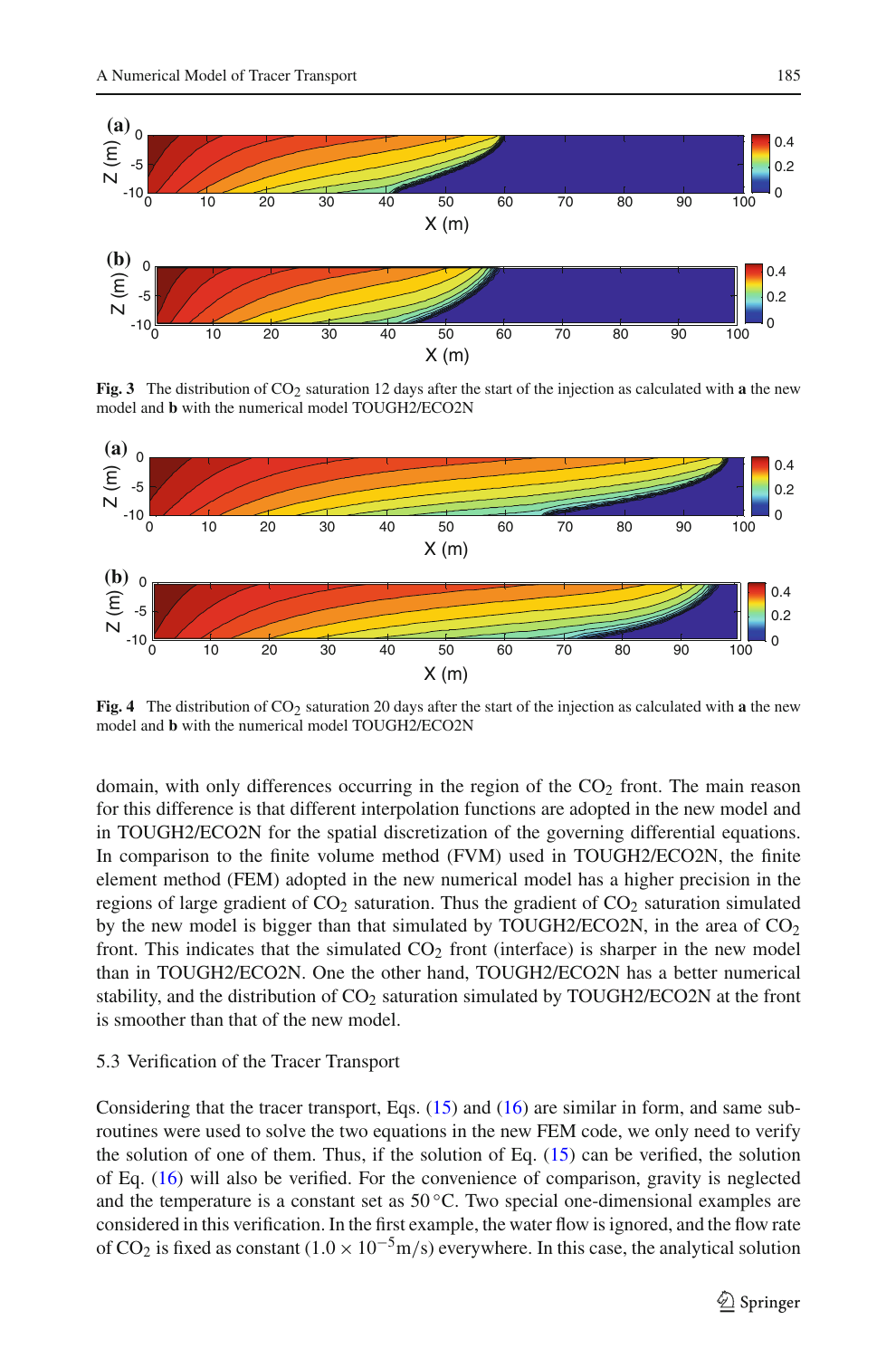**Fig. 3** The distribution of $CO_2$ saturation 12 days after the start of the injection as calculated with **a** the new model and **b** with the numerical model TOUGH2/ECO2N

**Fig. 4** The distribution of $CO_2$ saturation 20 days after the start of the injection as calculated with **a** the new model and **b** with the numerical model TOUGH2/ECO2N

domain, with only differences occurring in the region of the $CO_2$ front. The main reason for this difference is that different interpolation functions are adopted in the new model and in TOUGH2/ECO2N for the spatial discretization of the governing differential equations. In comparison to the finite volume method (FVM) used in TOUGH2/ECO2N, the finite element method (FEM) adopted in the new numerical model has a higher precision in the regions of large gradient of $CO_2$ saturation. Thus the gradient of $CO_2$ saturation simulated by the new model is bigger than that simulated by TOUGH2/ECO2N, in the area of $CO_2$ front. This indicates that the simulated $CO_2$ front (interface) is sharper in the new model than in TOUGH2/ECO2N. One the other hand, TOUGH2/ECO2N has a better numerical stability, and the distribution of $CO_2$ saturation simulated by TOUGH2/ECO2N at the front is smoother than that of the new model.

### 5.3 Verification of the Tracer Transport

Considering that the tracer transport, Eqs. (15) and (16) are similar in form, and same subroutines were used to solve the two equations in the new FEM code, we only need to verify the solution of one of them. Thus, if the solution of Eq. (15) can be verified, the solution of Eq. (16) will also be verified. For the convenience of comparison, gravity is neglected and the temperature is a constant set as 50 °C. Two special one-dimensional examples are considered in this verification. In the first example, the water flow is ignored, and the flow rate of $CO_2$ is fixed as constant ($1.0 \times 10^{-5}$ m/s) everywhere. In this case, the analytical solution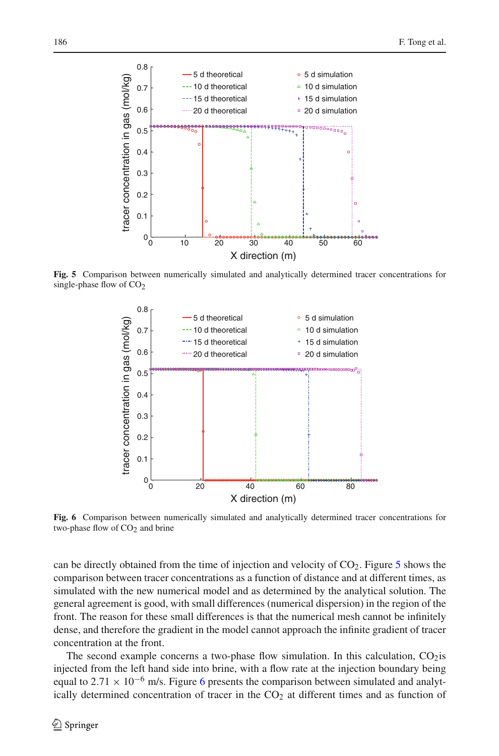Fig. 5 Comparison between numerically simulated and analytically determined tracer concentrations for single-phase flow of $CO_2$

Fig. 6 Comparison between numerically simulated and analytically determined tracer concentrations for two-phase flow of $CO_2$ and brine

can be directly obtained from the time of injection and velocity of $CO_2$. Figure 5 shows the comparison between tracer concentrations as a function of distance and at different times, as simulated with the new numerical model and as determined by the analytical solution. The general agreement is good, with small differences (numerical dispersion) in the region of the front. The reason for these small differences is that the numerical mesh cannot be infinitely dense, and therefore the gradient in the model cannot approach the infinite gradient of tracer concentration at the front.

The second example concerns a two-phase flow simulation. In this calculation, $CO_2$is injected from the left hand side into brine, with a flow rate at the injection boundary being equal to $2.71 \times 10^{-6}$ m/s. Figure 6 presents the comparison between simulated and analytically determined concentration of tracer in the $CO_2$ at different times and as function of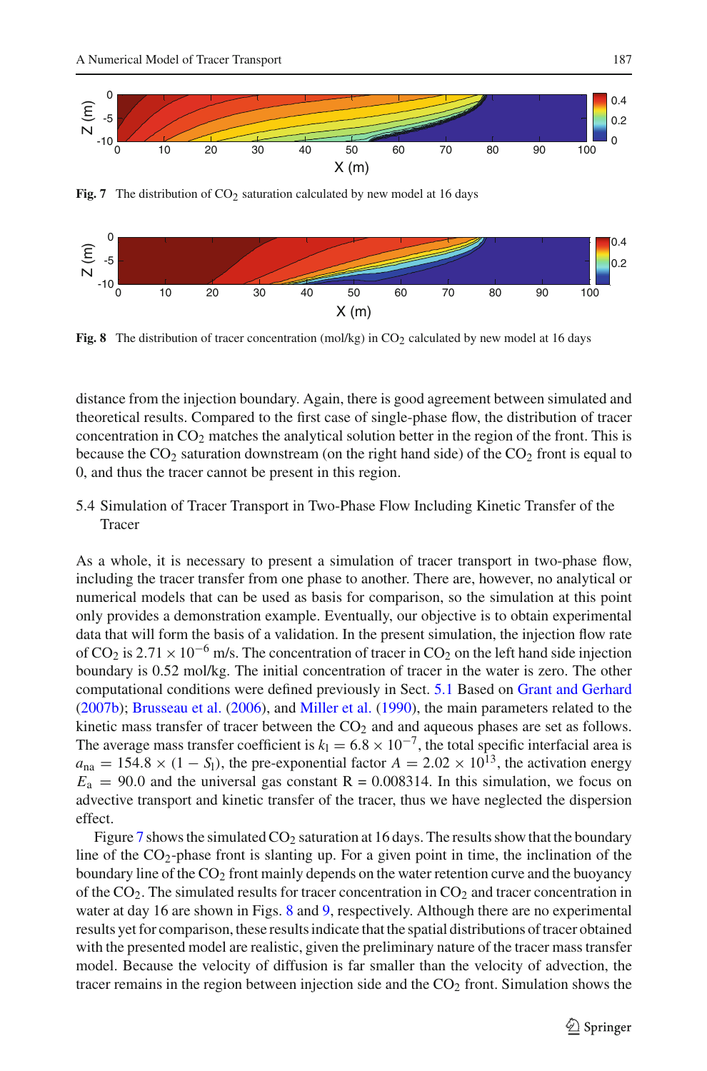Fig. 7 The distribution of $CO_2$ saturation calculated by new model at 16 days

Fig. 8 The distribution of tracer concentration (mol/kg) in $CO_2$ calculated by new model at 16 days

distance from the injection boundary. Again, there is good agreement between simulated and theoretical results. Compared to the first case of single-phase flow, the distribution of tracer concentration in $CO_2$ matches the analytical solution better in the region of the front. This is because the $CO_2$ saturation downstream (on the right hand side) of the $CO_2$ front is equal to 0, and thus the tracer cannot be present in this region.

### 5.4 Simulation of Tracer Transport in Two-Phase Flow Including Kinetic Transfer of the Tracer

As a whole, it is necessary to present a simulation of tracer transport in two-phase flow, including the tracer transfer from one phase to another. There are, however, no analytical or numerical models that can be used as basis for comparison, so the simulation at this point only provides a demonstration example. Eventually, our objective is to obtain experimental data that will form the basis of a validation. In the present simulation, the injection flow rate of $CO_2$ is $2.71 \times 10^{-6}$ m/s. The concentration of tracer in $CO_2$ on the left hand side injection boundary is 0.52 mol/kg. The initial concentration of tracer in the water is zero. The other computational conditions were defined previously in Sect. 5.1 Based on Grant and Gerhard (2007b); Brusseau et al. (2006), and Miller et al. (1990), the main parameters related to the kinetic mass transfer of tracer between the $CO_2$ and and aqueous phases are set as follows. The average mass transfer coefficient is $k_l = 6.8 \times 10^{-7}$, the total specific interfacial area is $a_{na} = 154.8 \times (1 - S_l)$, the pre-exponential factor $A = 2.02 \times 10^{13}$, the activation energy $E_a = 90.0$ and the universal gas constant R = 0.008314. In this simulation, we focus on advective transport and kinetic transfer of the tracer, thus we have neglected the dispersion effect.

Figure 7 shows the simulated $CO_2$ saturation at 16 days. The results show that the boundary line of the $CO_2$-phase front is slanting up. For a given point in time, the inclination of the boundary line of the $CO_2$ front mainly depends on the water retention curve and the buoyancy of the $CO_2$. The simulated results for tracer concentration in $CO_2$ and tracer concentration in water at day 16 are shown in Figs. 8 and 9, respectively. Although there are no experimental results yet for comparison, these results indicate that the spatial distributions of tracer obtained with the presented model are realistic, given the preliminary nature of the tracer mass transfer model. Because the velocity of diffusion is far smaller than the velocity of advection, the tracer remains in the region between injection side and the $CO_2$ front. Simulation shows the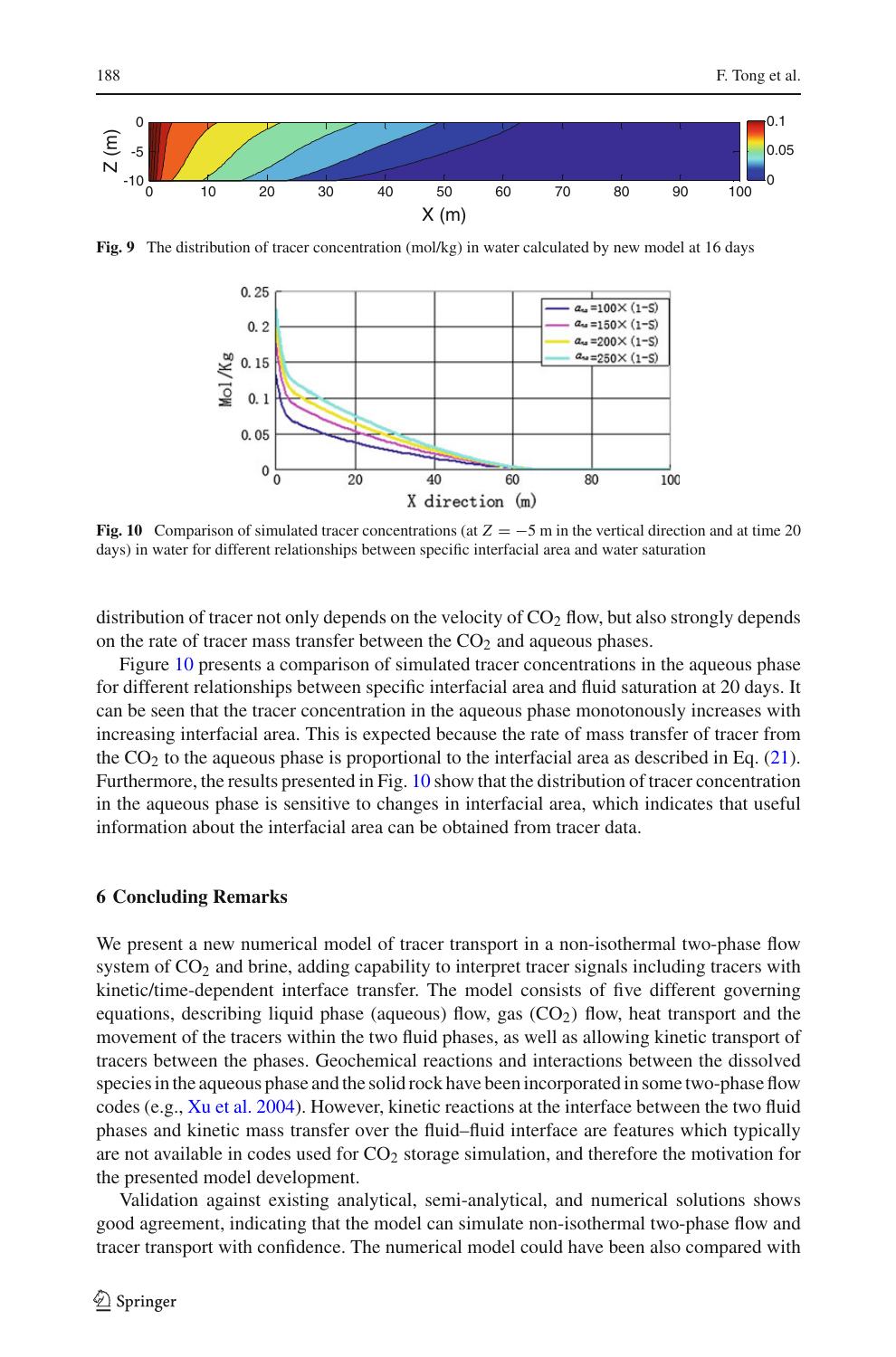Fig. 9 The distribution of tracer concentration (mol/kg) in water calculated by new model at 16 days

Fig. 10 Comparison of simulated tracer concentrations (at $Z = -5$ m in the vertical direction and at time 20 days) in water for different relationships between specific interfacial area and water saturation

distribution of tracer not only depends on the velocity of $CO_2$ flow, but also strongly depends on the rate of tracer mass transfer between the $CO_2$ and aqueous phases.

Figure 10 presents a comparison of simulated tracer concentrations in the aqueous phase for different relationships between specific interfacial area and fluid saturation at 20 days. It can be seen that the tracer concentration in the aqueous phase monotonously increases with increasing interfacial area. This is expected because the rate of mass transfer of tracer from the $CO_2$ to the aqueous phase is proportional to the interfacial area as described in Eq. (21). Furthermore, the results presented in Fig. 10 show that the distribution of tracer concentration in the aqueous phase is sensitive to changes in interfacial area, which indicates that useful information about the interfacial area can be obtained from tracer data.

## 6 Concluding Remarks

We present a new numerical model of tracer transport in a non-isothermal two-phase flow system of $CO_2$ and brine, adding capability to interpret tracer signals including tracers with kinetic/time-dependent interface transfer. The model consists of five different governing equations, describing liquid phase (aqueous) flow, gas ($CO_2$) flow, heat transport and the movement of the tracers within the two fluid phases, as well as allowing kinetic transport of tracers between the phases. Geochemical reactions and interactions between the dissolved species in the aqueous phase and the solid rock have been incorporated in some two-phase flow codes (e.g., Xu et al. 2004). However, kinetic reactions at the interface between the two fluid phases and kinetic mass transfer over the fluid–fluid interface are features which typically are not available in codes used for $CO_2$ storage simulation, and therefore the motivation for the presented model development.

Validation against existing analytical, semi-analytical, and numerical solutions shows good agreement, indicating that the model can simulate non-isothermal two-phase flow and tracer transport with confidence. The numerical model could have been also compared with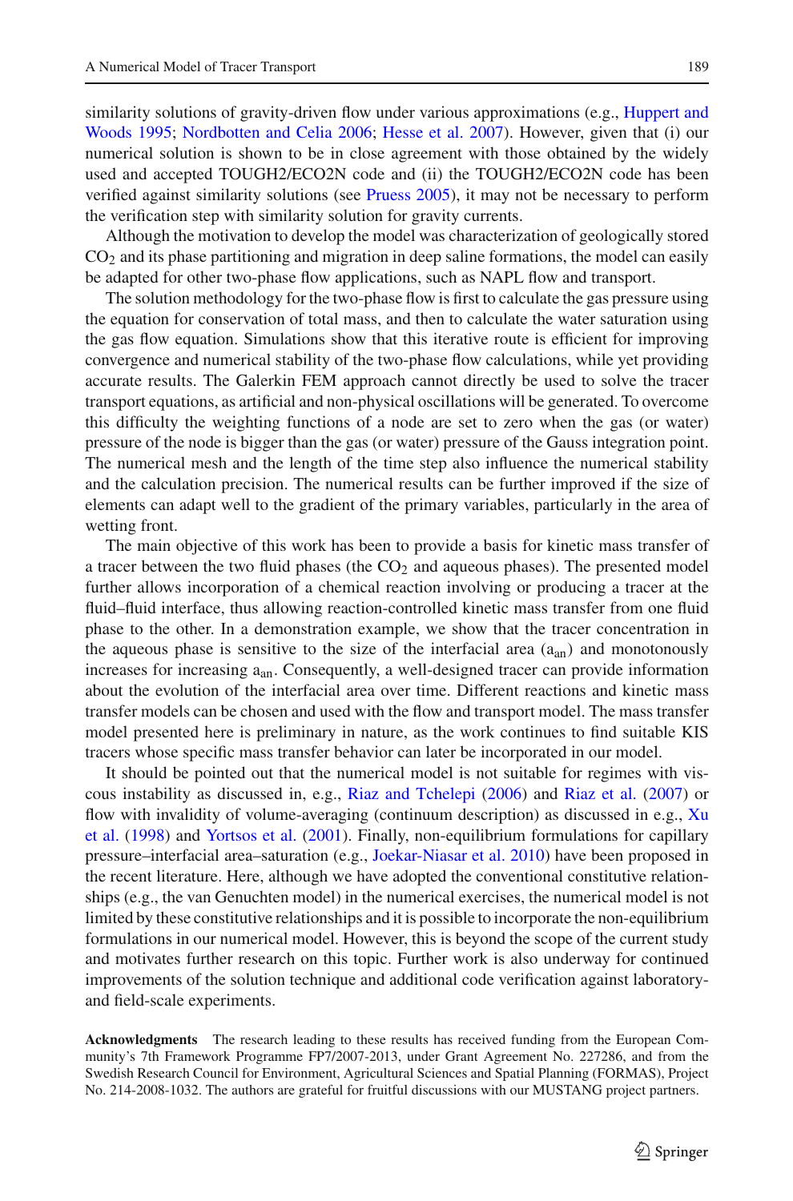similarity solutions of gravity-driven flow under various approximations (e.g., Huppert and Woods 1995; Nordbotten and Celia 2006; Hesse et al. 2007). However, given that (i) our numerical solution is shown to be in close agreement with those obtained by the widely used and accepted TOUGH2/ECO2N code and (ii) the TOUGH2/ECO2N code has been verified against similarity solutions (see Pruess 2005), it may not be necessary to perform the verification step with similarity solution for gravity currents.

Although the motivation to develop the model was characterization of geologically stored $CO_2$ and its phase partitioning and migration in deep saline formations, the model can easily be adapted for other two-phase flow applications, such as NAPL flow and transport.

The solution methodology for the two-phase flow is first to calculate the gas pressure using the equation for conservation of total mass, and then to calculate the water saturation using the gas flow equation. Simulations show that this iterative route is efficient for improving convergence and numerical stability of the two-phase flow calculations, while yet providing accurate results. The Galerkin FEM approach cannot directly be used to solve the tracer transport equations, as artificial and non-physical oscillations will be generated. To overcome this difficulty the weighting functions of a node are set to zero when the gas (or water) pressure of the node is bigger than the gas (or water) pressure of the Gauss integration point. The numerical mesh and the length of the time step also influence the numerical stability and the calculation precision. The numerical results can be further improved if the size of elements can adapt well to the gradient of the primary variables, particularly in the area of wetting front.

The main objective of this work has been to provide a basis for kinetic mass transfer of a tracer between the two fluid phases (the $CO_2$ and aqueous phases). The presented model further allows incorporation of a chemical reaction involving or producing a tracer at the fluid–fluid interface, thus allowing reaction-controlled kinetic mass transfer from one fluid phase to the other. In a demonstration example, we show that the tracer concentration in the aqueous phase is sensitive to the size of the interfacial area ($a_{an}$) and monotonously increases for increasing $a_{an}$. Consequently, a well-designed tracer can provide information about the evolution of the interfacial area over time. Different reactions and kinetic mass transfer models can be chosen and used with the flow and transport model. The mass transfer model presented here is preliminary in nature, as the work continues to find suitable KIS tracers whose specific mass transfer behavior can later be incorporated in our model.

It should be pointed out that the numerical model is not suitable for regimes with viscous instability as discussed in, e.g., Riaz and Tchelepi (2006) and Riaz et al. (2007) or flow with invalidity of volume-averaging (continuum description) as discussed in e.g., Xu et al. (1998) and Yortsos et al. (2001). Finally, non-equilibrium formulations for capillary pressure–interfacial area–saturation (e.g., Joekar-Niasar et al. 2010) have been proposed in the recent literature. Here, although we have adopted the conventional constitutive relationships (e.g., the van Genuchten model) in the numerical exercises, the numerical model is not limited by these constitutive relationships and it is possible to incorporate the non-equilibrium formulations in our numerical model. However, this is beyond the scope of the current study and motivates further research on this topic. Further work is also underway for continued improvements of the solution technique and additional code verification against laboratory- and field-scale experiments.

**Acknowledgments** The research leading to these results has received funding from the European Community's 7th Framework Programme FP7/2007-2013, under Grant Agreement No. 227286, and from the Swedish Research Council for Environment, Agricultural Sciences and Spatial Planning (FORMAS), Project No. 214-2008-1032. The authors are grateful for fruitful discussions with our MUSTANG project partners.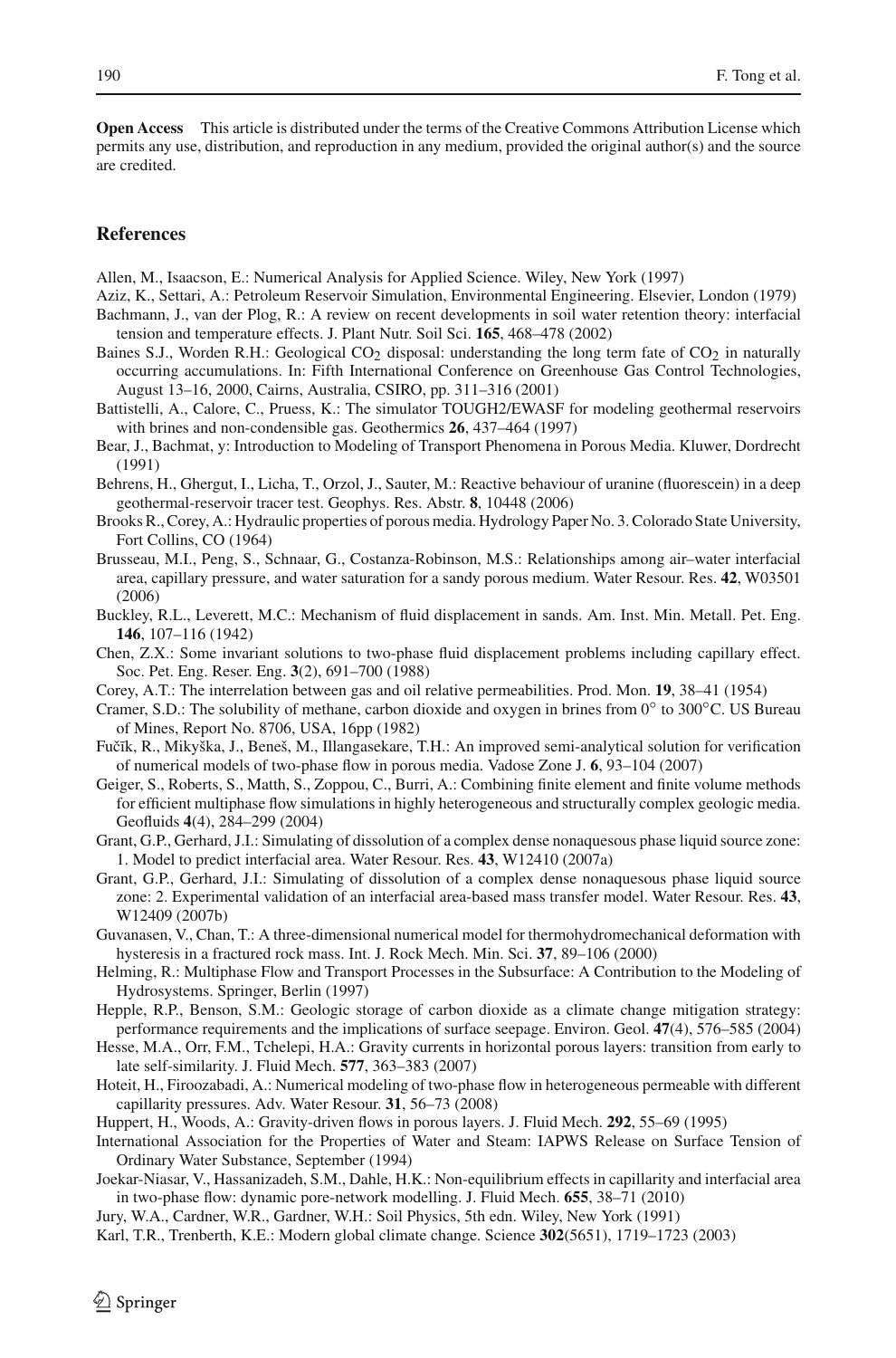**Open Access** This article is distributed under the terms of the Creative Commons Attribution License which permits any use, distribution, and reproduction in any medium, provided the original author(s) and the source are credited.

## References

Allen, M., Isaacson, E.: Numerical Analysis for Applied Science. Wiley, New York (1997)

Aziz, K., Settari, A.: Petroleum Reservoir Simulation, Environmental Engineering. Elsevier, London (1979)

Bachmann, J., van der Plog, R.: A review on recent developments in soil water retention theory: interfacial tension and temperature effects. J. Plant Nutr. Soil Sci. **165**, 468–478 (2002)

Baines S.J., Worden R.H.: Geological $CO_2$ disposal: understanding the long term fate of $CO_2$ in naturally occurring accumulations. In: Fifth International Conference on Greenhouse Gas Control Technologies, August 13–16, 2000, Cairns, Australia, CSIRO, pp. 311–316 (2001)

Battistelli, A., Calore, C., Pruess, K.: The simulator TOUGH2/EWASF for modeling geothermal reservoirs with brines and non-condensible gas. Geothermics **26**, 437–464 (1997)

Bear, J., Bachmat, y: Introduction to Modeling of Transport Phenomena in Porous Media. Kluwer, Dordrecht (1991)

Behrens, H., Ghergut, I., Licha, T., Orzol, J., Sauter, M.: Reactive behaviour of uranine (fluorescein) in a deep geothermal-reservoir tracer test. Geophys. Res. Abstr. **8**, 10448 (2006)

Brooks R., Corey, A.: Hydraulic properties of porous media. Hydrology Paper No. 3. Colorado State University, Fort Collins, CO (1964)

Brusseau, M.I., Peng, S., Schnaar, G., Costanza-Robinson, M.S.: Relationships among air–water interfacial area, capillary pressure, and water saturation for a sandy porous medium. Water Resour. Res. **42**, W03501 (2006)

Buckley, R.L., Leverett, M.C.: Mechanism of fluid displacement in sands. Am. Inst. Min. Metall. Pet. Eng. **146**, 107–116 (1942)

Chen, Z.X.: Some invariant solutions to two-phase fluid displacement problems including capillary effect. Soc. Pet. Eng. Reser. Eng. **3**(2), 691–700 (1988)

Corey, A.T.: The interrelation between gas and oil relative permeabilities. Prod. Mon. **19**, 38–41 (1954)

Cramer, S.D.: The solubility of methane, carbon dioxide and oxygen in brines from 0° to 300°C. US Bureau of Mines, Report No. 8706, USA, 16pp (1982)

Fučík, R., Mikyška, J., Beneš, M., Illangasekare, T.H.: An improved semi-analytical solution for verification of numerical models of two-phase flow in porous media. Vadose Zone J. **6**, 93–104 (2007)

Geiger, S., Roberts, S., Matth, S., Zoppou, C., Burri, A.: Combining finite element and finite volume methods for efficient multiphase flow simulations in highly heterogeneous and structurally complex geologic media. Geofluids **4**(4), 284–299 (2004)

Grant, G.P., Gerhard, J.I.: Simulating of dissolution of a complex dense nonaquesous phase liquid source zone: 1. Model to predict interfacial area. Water Resour. Res. **43**, W12410 (2007a)

Grant, G.P., Gerhard, J.I.: Simulating of dissolution of a complex dense nonaquesous phase liquid source zone: 2. Experimental validation of an interfacial area-based mass transfer model. Water Resour. Res. **43**, W12409 (2007b)

Guvanasen, V., Chan, T.: A three-dimensional numerical model for thermohydromechanical deformation with hysteresis in a fractured rock mass. Int. J. Rock Mech. Min. Sci. **37**, 89–106 (2000)

Helming, R.: Multiphase Flow and Transport Processes in the Subsurface: A Contribution to the Modeling of Hydrosystems. Springer, Berlin (1997)

Hepple, R.P., Benson, S.M.: Geologic storage of carbon dioxide as a climate change mitigation strategy: performance requirements and the implications of surface seepage. Environ. Geol. **47**(4), 576–585 (2004)

Hesse, M.A., Orr, F.M., Tchelepi, H.A.: Gravity currents in horizontal porous layers: transition from early to late self-similarity. J. Fluid Mech. **577**, 363–383 (2007)

Hoteit, H., Firoozabadi, A.: Numerical modeling of two-phase flow in heterogeneous permeable with different capillarity pressures. Adv. Water Resour. **31**, 56–73 (2008)

Huppert, H., Woods, A.: Gravity-driven flows in porous layers. J. Fluid Mech. **292**, 55–69 (1995)

International Association for the Properties of Water and Steam: IAPWS Release on Surface Tension of Ordinary Water Substance, September (1994)

Joekar-Niasar, V., Hassanizadeh, S.M., Dahle, H.K.: Non-equilibrium effects in capillarity and interfacial area in two-phase flow: dynamic pore-network modelling. J. Fluid Mech. **655**, 38–71 (2010)

Jury, W.A., Cardner, W.R., Gardner, W.H.: Soil Physics, 5th edn. Wiley, New York (1991)

Karl, T.R., Trenberth, K.E.: Modern global climate change. Science **302**(5651), 1719–1723 (2003)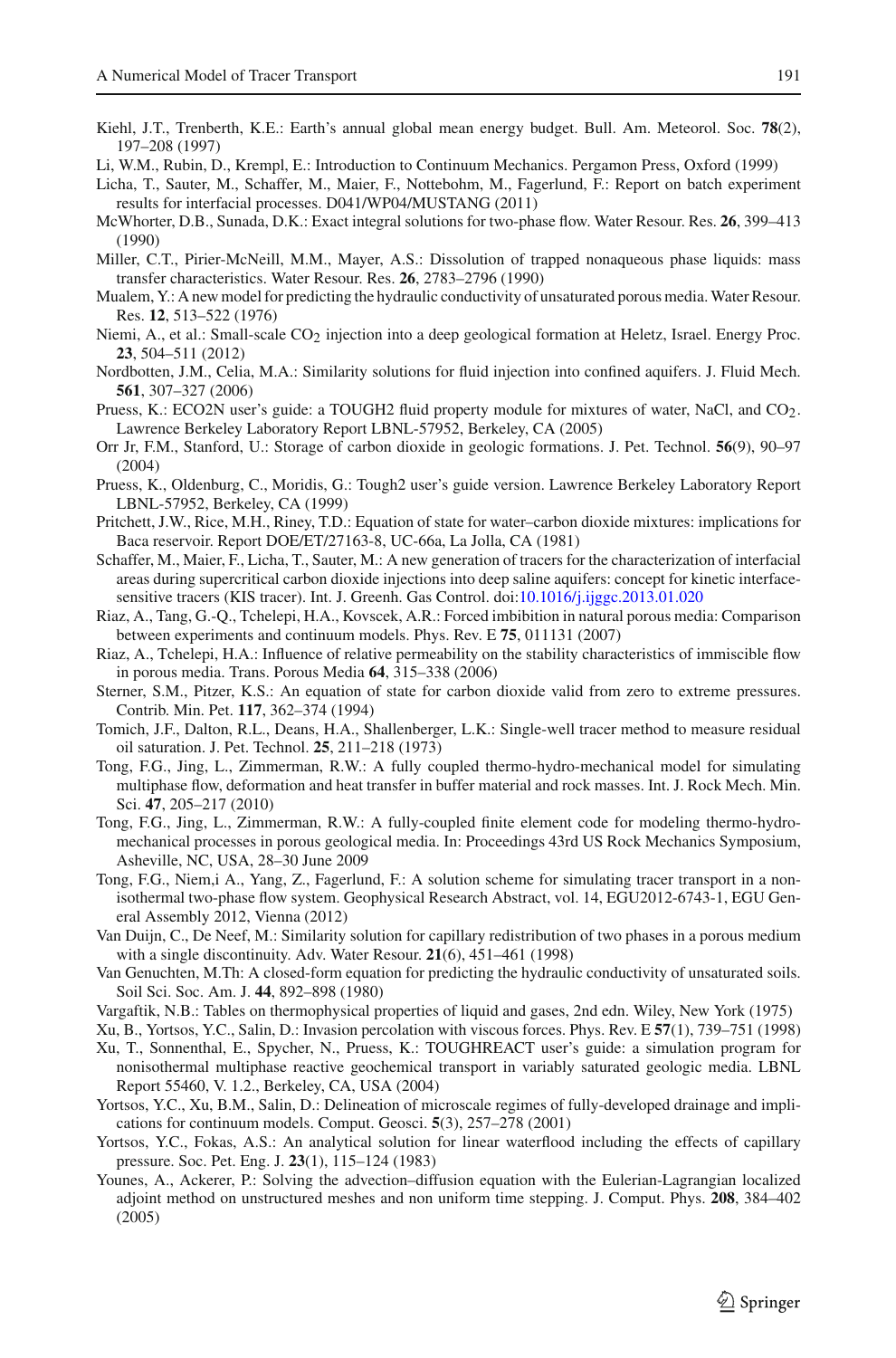Kiehl, J.T., Trenberth, K.E.: Earth's annual global mean energy budget. Bull. Am. Meteorol. Soc. **78**(2), 197–208 (1997)

Li, W.M., Rubin, D., Krempl, E.: Introduction to Continuum Mechanics. Pergamon Press, Oxford (1999)

Licha, T., Sauter, M., Schaffer, M., Maier, F., Nottebohm, M., Fagerlund, F.: Report on batch experiment results for interfacial processes. D041/WP04/MUSTANG (2011)

McWhorter, D.B., Sunada, D.K.: Exact integral solutions for two-phase flow. Water Resour. Res. **26**, 399–413 (1990)

Miller, C.T., Pirier-McNeill, M.M., Mayer, A.S.: Dissolution of trapped nonaqueous phase liquids: mass transfer characteristics. Water Resour. Res. **26**, 2783–2796 (1990)

Mualem, Y.: A new model for predicting the hydraulic conductivity of unsaturated porous media. Water Resour. Res. **12**, 513–522 (1976)

Niemi, A., et al.: Small-scale $CO_2$ injection into a deep geological formation at Heletz, Israel. Energy Proc. **23**, 504–511 (2012)

Nordbotten, J.M., Celia, M.A.: Similarity solutions for fluid injection into confined aquifers. J. Fluid Mech. **561**, 307–327 (2006)

Pruess, K.: ECO2N user's guide: a TOUGH2 fluid property module for mixtures of water, NaCl, and $CO_2$. Lawrence Berkeley Laboratory Report LBNL-57952, Berkeley, CA (2005)

Orr Jr, F.M., Stanford, U.: Storage of carbon dioxide in geologic formations. J. Pet. Technol. **56**(9), 90–97 (2004)

Pruess, K., Oldenburg, C., Moridis, G.: Tough2 user's guide version. Lawrence Berkeley Laboratory Report LBNL-57952, Berkeley, CA (1999)

Pritchett, J.W., Rice, M.H., Riney, T.D.: Equation of state for water–carbon dioxide mixtures: implications for Baca reservoir. Report DOE/ET/27163-8, UC-66a, La Jolla, CA (1981)

Schaffer, M., Maier, F., Licha, T., Sauter, M.: A new generation of tracers for the characterization of interfacial areas during supercritical carbon dioxide injections into deep saline aquifers: concept for kinetic interface-sensitive tracers (KIS tracer). Int. J. Greenh. Gas Control. doi:10.1016/j.ijggc.2013.01.020

Riaz, A., Tang, G.-Q., Tchelepi, H.A., Kovscek, A.R.: Forced imbibition in natural porous media: Comparison between experiments and continuum models. Phys. Rev. E **75**, 011131 (2007)

Riaz, A., Tchelepi, H.A.: Influence of relative permeability on the stability characteristics of immiscible flow in porous media. Trans. Porous Media **64**, 315–338 (2006)

Sterner, S.M., Pitzer, K.S.: An equation of state for carbon dioxide valid from zero to extreme pressures. Contrib. Min. Pet. **117**, 362–374 (1994)

Tomich, J.F., Dalton, R.L., Deans, H.A., Shallenberger, L.K.: Single-well tracer method to measure residual oil saturation. J. Pet. Technol. **25**, 211–218 (1973)

Tong, F.G., Jing, L., Zimmerman, R.W.: A fully coupled thermo-hydro-mechanical model for simulating multiphase flow, deformation and heat transfer in buffer material and rock masses. Int. J. Rock Mech. Min. Sci. **47**, 205–217 (2010)

Tong, F.G., Jing, L., Zimmerman, R.W.: A fully-coupled finite element code for modeling thermo-hydro-mechanical processes in porous geological media. In: Proceedings 43rd US Rock Mechanics Symposium, Asheville, NC, USA, 28–30 June 2009

Tong, F.G., Niem,i A., Yang, Z., Fagerlund, F.: A solution scheme for simulating tracer transport in a non-isothermal two-phase flow system. Geophysical Research Abstract, vol. 14, EGU2012-6743-1, EGU General Assembly 2012, Vienna (2012)

Van Duijn, C., De Neef, M.: Similarity solution for capillary redistribution of two phases in a porous medium with a single discontinuity. Adv. Water Resour. **21**(6), 451–461 (1998)

Van Genuchten, M.Th: A closed-form equation for predicting the hydraulic conductivity of unsaturated soils. Soil Sci. Soc. Am. J. **44**, 892–898 (1980)

Vargaftik, N.B.: Tables on thermophysical properties of liquid and gases, 2nd edn. Wiley, New York (1975)

Xu, B., Yortsos, Y.C., Salin, D.: Invasion percolation with viscous forces. Phys. Rev. E **57**(1), 739–751 (1998)

Xu, T., Sonnenthal, E., Spycher, N., Pruess, K.: TOUGHREACT user's guide: a simulation program for nonisothermal multiphase reactive geochemical transport in variably saturated geologic media. LBNL Report 55460, V. 1.2., Berkeley, CA, USA (2004)

Yortsos, Y.C., Xu, B.M., Salin, D.: Delineation of microscale regimes of fully-developed drainage and implications for continuum models. Comput. Geosci. **5**(3), 257–278 (2001)

Yortsos, Y.C., Fokas, A.S.: An analytical solution for linear waterflood including the effects of capillary pressure. Soc. Pet. Eng. J. **23**(1), 115–124 (1983)

Younes, A., Ackerer, P.: Solving the advection–diffusion equation with the Eulerian-Lagrangian localized adjoint method on unstructured meshes and non uniform time stepping. J. Comput. Phys. **208**, 384–402 (2005)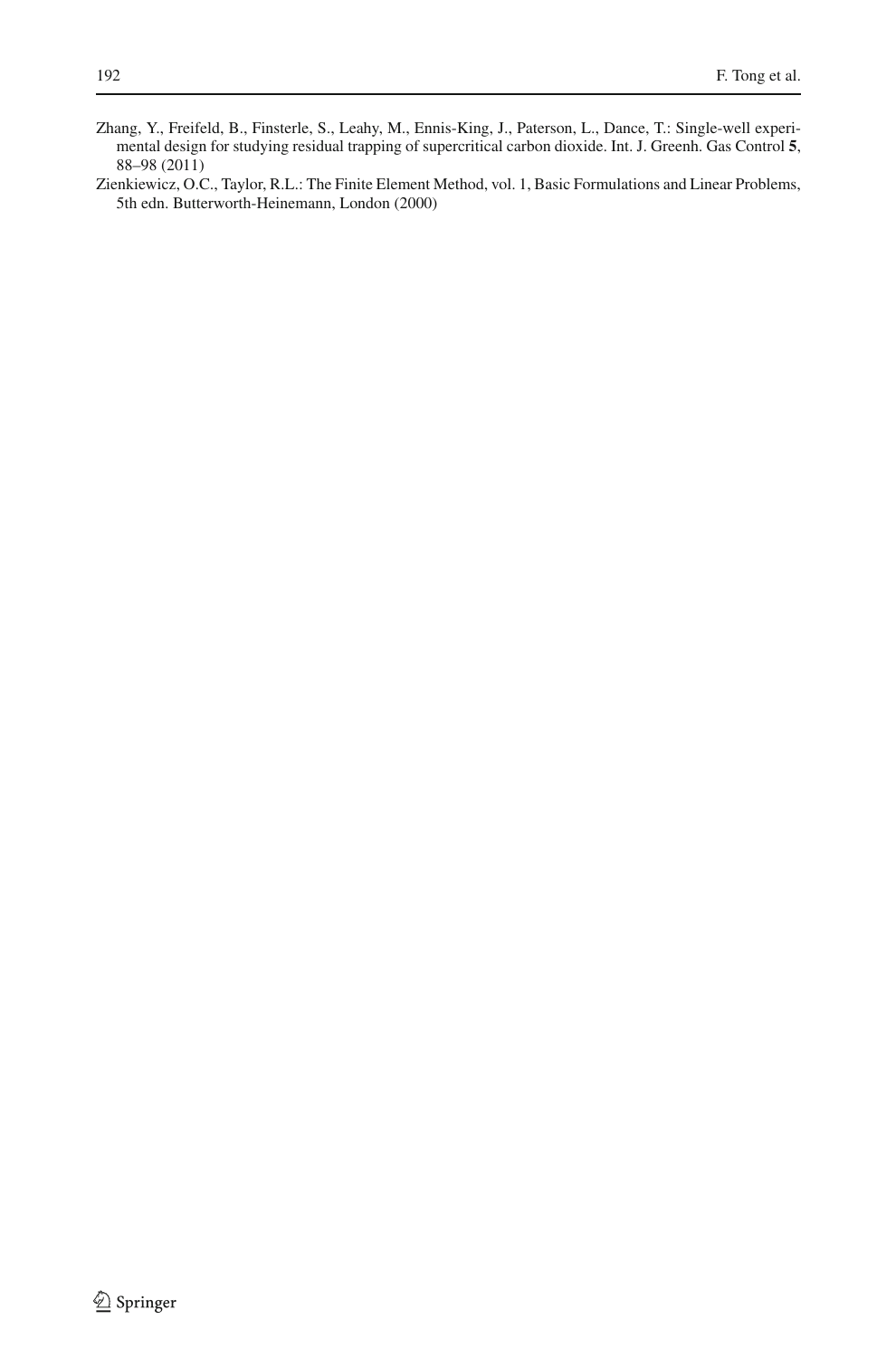Zhang, Y., Freifeld, B., Finsterle, S., Leahy, M., Ennis-King, J., Paterson, L., Dance, T.: Single-well experimental design for studying residual trapping of supercritical carbon dioxide. Int. J. Greenh. Gas Control **5**, 88–98 (2011)

Zienkiewicz, O.C., Taylor, R.L.: The Finite Element Method, vol. 1, Basic Formulations and Linear Problems, 5th edn. Butterworth-Heinemann, London (2000)